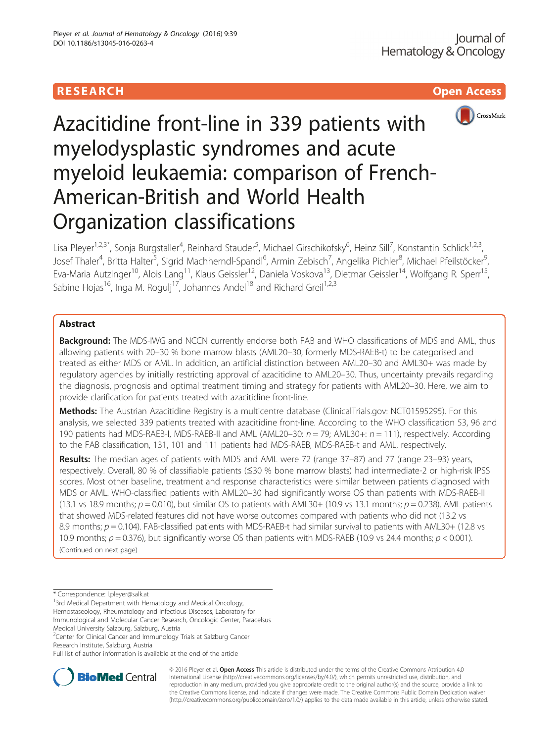RESEARCH **Open Access**

# Azacitidine front-line in 339 patients with myelodysplastic syndromes and acute myeloid leukaemia: comparison of French-American-British and World Health Organization classifications

Lisa Pleyer[1,2,3*], Sonja Burgstaller[4], Reinhard Stauder[5], Michael Girschikofsky[6], Heinz Sill[7], Konstantin Schlick[1,2,3], Josef Thaler[4], Britta Halter[5], Sigrid Machherndl-Spandl[6], Armin Zebisch[7], Angelika Pichler[8], Michael Pfeilstöcker[9], Eva-Maria Autzinger[10], Alois Lang[11], Klaus Geissler[12], Daniela Voskova[13], Dietmar Geissler[14], Wolfgang R. Sperr[15], Sabine Hojas[16], Inga M. Rogulj[17], Johannes Andel[18] and Richard Greil[1,2,3]

## Abstract

**Background:** The MDS-IWG and NCCN currently endorse both FAB and WHO classifications of MDS and AML, thus allowing patients with 20–30 % bone marrow blasts (AML20–30, formerly MDS-RAEB-t) to be categorised and treated as either MDS or AML. In addition, an artificial distinction between AML20–30 and AML30+ was made by regulatory agencies by initially restricting approval of azacitidine to AML20–30. Thus, uncertainty prevails regarding the diagnosis, prognosis and optimal treatment timing and strategy for patients with AML20–30. Here, we aim to provide clarification for patients treated with azacitidine front-line.

**Methods:** The Austrian Azacitidine Registry is a multicentre database (ClinicalTrials.gov: NCT01595295). For this analysis, we selected 339 patients treated with azacitidine front-line. According to the WHO classification 53, 96 and 190 patients had MDS-RAEB-I, MDS-RAEB-II and AML (AML20–30: $n = 79$; AML30+: $n = 111$), respectively. According to the FAB classification, 131, 101 and 111 patients had MDS-RAEB, MDS-RAEB-t and AML, respectively.

**Results:** The median ages of patients with MDS and AML were 72 (range 37–87) and 77 (range 23–93) years, respectively. Overall, 80 % of classifiable patients (≤30 % bone marrow blasts) had intermediate-2 or high-risk IPSS scores. Most other baseline, treatment and response characteristics were similar between patients diagnosed with MDS or AML. WHO-classified patients with AML20–30 had significantly worse OS than patients with MDS-RAEB-II (13.1 vs 18.9 months; $p = 0.010$), but similar OS to patients with AML30+ (10.9 vs 13.1 months; $p = 0.238$). AML patients that showed MDS-related features did not have worse outcomes compared with patients who did not (13.2 vs 8.9 months; $p = 0.104$). FAB-classified patients with MDS-RAEB-t had similar survival to patients with AML30+ (12.8 vs 10.9 months; $p = 0.376$), but significantly worse OS than patients with MDS-RAEB (10.9 vs 24.4 months; $p < 0.001$).

(Continued on next page)

---

\* Correspondence: l.pleyer@salk.at

[1]3rd Medical Department with Hematology and Medical Oncology, Hemostaseology, Rheumatology and Infectious Diseases, Laboratory for Immunological and Molecular Cancer Research, Oncologic Center, Paracelsus Medical University Salzburg, Salzburg, Austria

[2]Center for Clinical Cancer and Immunology Trials at Salzburg Cancer Research Institute, Salzburg, Austria

Full list of author information is available at the end of the article

© 2016 Pleyer et al. **Open Access** This article is distributed under the terms of the Creative Commons Attribution 4.0 International License (http://creativecommons.org/licenses/by/4.0/), which permits unrestricted use, distribution, and reproduction in any medium, provided you give appropriate credit to the original author(s) and the source, provide a link to the Creative Commons license, and indicate if changes were made. The Creative Commons Public Domain Dedication waiver (http://creativecommons.org/publicdomain/zero/1.0/) applies to the data made available in this article, unless otherwise stated.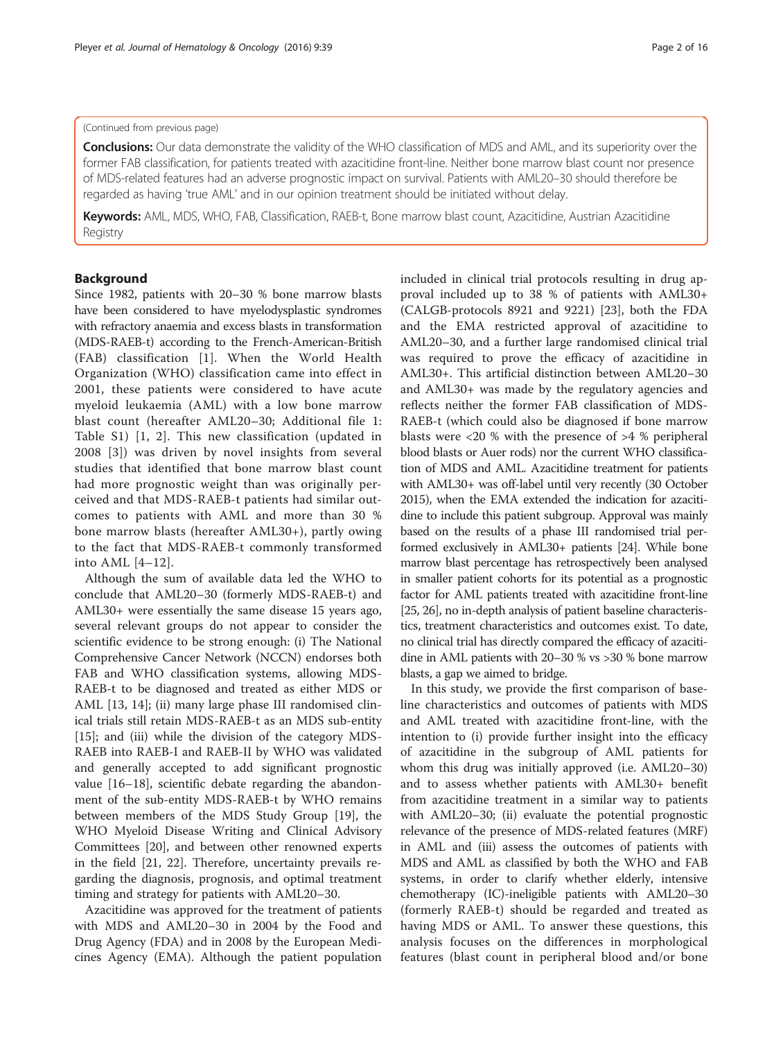(Continued from previous page)

**Conclusions:** Our data demonstrate the validity of the WHO classification of MDS and AML, and its superiority over the former FAB classification, for patients treated with azacitidine front-line. Neither bone marrow blast count nor presence of MDS-related features had an adverse prognostic impact on survival. Patients with AML20–30 should therefore be regarded as having 'true AML' and in our opinion treatment should be initiated without delay.

**Keywords:** AML, MDS, WHO, FAB, Classification, RAEB-t, Bone marrow blast count, Azacitidine, Austrian Azacitidine Registry

## Background

Since 1982, patients with 20–30 % bone marrow blasts have been considered to have myelodysplastic syndromes with refractory anaemia and excess blasts in transformation (MDS-RAEB-t) according to the French-American-British (FAB) classification [1]. When the World Health Organization (WHO) classification came into effect in 2001, these patients were considered to have acute myeloid leukaemia (AML) with a low bone marrow blast count (hereafter AML20–30; Additional file 1: Table S1) [1, 2]. This new classification (updated in 2008 [3]) was driven by novel insights from several studies that identified that bone marrow blast count had more prognostic weight than was originally perceived and that MDS-RAEB-t patients had similar outcomes to patients with AML and more than 30 % bone marrow blasts (hereafter AML30+), partly owing to the fact that MDS-RAEB-t commonly transformed into AML [4–12].

Although the sum of available data led the WHO to conclude that AML20–30 (formerly MDS-RAEB-t) and AML30+ were essentially the same disease 15 years ago, several relevant groups do not appear to consider the scientific evidence to be strong enough: (i) The National Comprehensive Cancer Network (NCCN) endorses both FAB and WHO classification systems, allowing MDS-RAEB-t to be diagnosed and treated as either MDS or AML [13, 14]; (ii) many large phase III randomised clinical trials still retain MDS-RAEB-t as an MDS sub-entity [15]; and (iii) while the division of the category MDS-RAEB into RAEB-I and RAEB-II by WHO was validated and generally accepted to add significant prognostic value [16–18], scientific debate regarding the abandonment of the sub-entity MDS-RAEB-t by WHO remains between members of the MDS Study Group [19], the WHO Myeloid Disease Writing and Clinical Advisory Committees [20], and between other renowned experts in the field [21, 22]. Therefore, uncertainty prevails regarding the diagnosis, prognosis, and optimal treatment timing and strategy for patients with AML20–30.

Azacitidine was approved for the treatment of patients with MDS and AML20–30 in 2004 by the Food and Drug Agency (FDA) and in 2008 by the European Medicines Agency (EMA). Although the patient population included in clinical trial protocols resulting in drug approval included up to 38 % of patients with AML30+ (CALGB-protocols 8921 and 9221) [23], both the FDA and the EMA restricted approval of azacitidine to AML20–30, and a further large randomised clinical trial was required to prove the efficacy of azacitidine in AML30+. This artificial distinction between AML20–30 and AML30+ was made by the regulatory agencies and reflects neither the former FAB classification of MDS-RAEB-t (which could also be diagnosed if bone marrow blasts were <20 % with the presence of >4 % peripheral blood blasts or Auer rods) nor the current WHO classification of MDS and AML. Azacitidine treatment for patients with AML30+ was off-label until very recently (30 October 2015), when the EMA extended the indication for azacitidine to include this patient subgroup. Approval was mainly based on the results of a phase III randomised trial performed exclusively in AML30+ patients [24]. While bone marrow blast percentage has retrospectively been analysed in smaller patient cohorts for its potential as a prognostic factor for AML patients treated with azacitidine front-line [25, 26], no in-depth analysis of patient baseline characteristics, treatment characteristics and outcomes exist. To date, no clinical trial has directly compared the efficacy of azacitidine in AML patients with 20–30 % vs >30 % bone marrow blasts, a gap we aimed to bridge.

In this study, we provide the first comparison of baseline characteristics and outcomes of patients with MDS and AML treated with azacitidine front-line, with the intention to (i) provide further insight into the efficacy of azacitidine in the subgroup of AML patients for whom this drug was initially approved (i.e. AML20–30) and to assess whether patients with AML30+ benefit from azacitidine treatment in a similar way to patients with AML20–30; (ii) evaluate the potential prognostic relevance of the presence of MDS-related features (MRF) in AML and (iii) assess the outcomes of patients with MDS and AML as classified by both the WHO and FAB systems, in order to clarify whether elderly, intensive chemotherapy (IC)-ineligible patients with AML20–30 (formerly RAEB-t) should be regarded and treated as having MDS or AML. To answer these questions, this analysis focuses on the differences in morphological features (blast count in peripheral blood and/or bone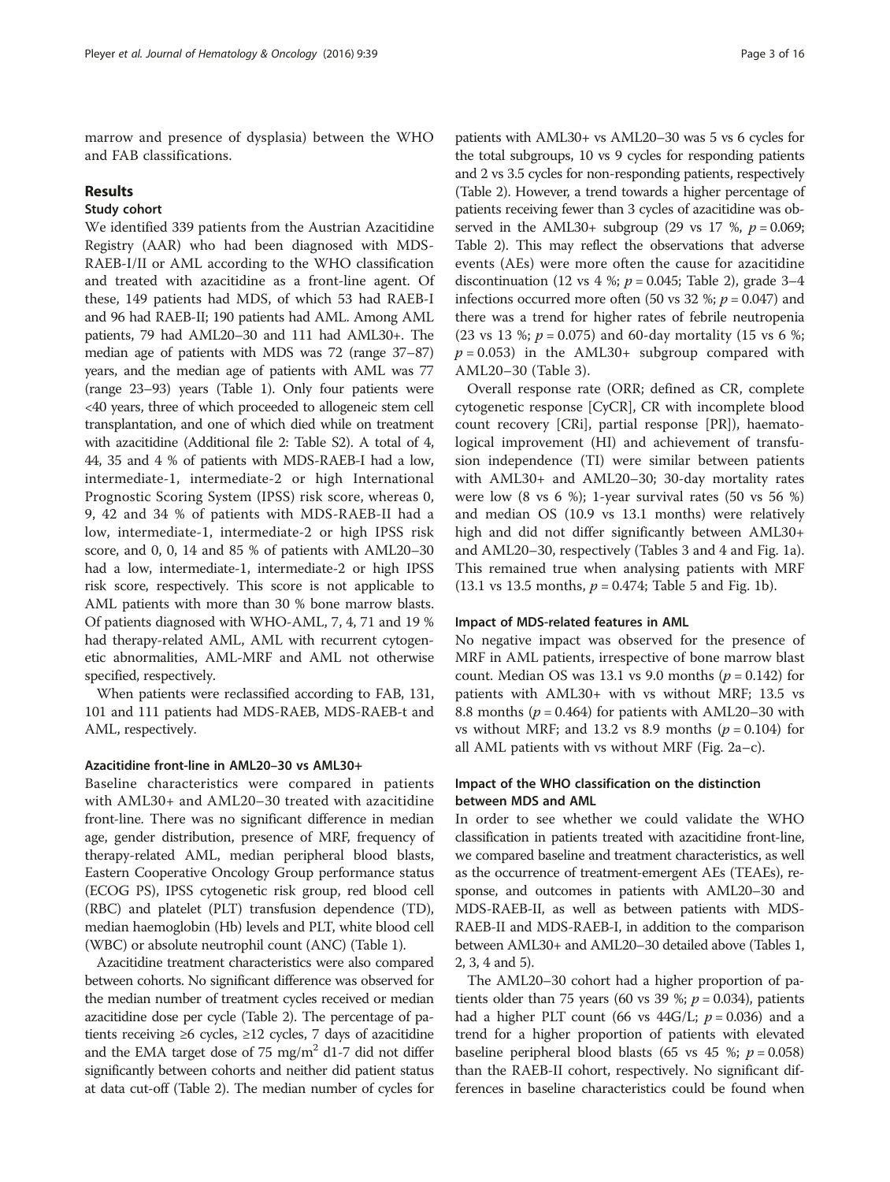marrow and presence of dysplasia) between the WHO and FAB classifications.

## Results

### Study cohort

We identified 339 patients from the Austrian Azacitidine Registry (AAR) who had been diagnosed with MDS-RAEB-I/II or AML according to the WHO classification and treated with azacitidine as a front-line agent. Of these, 149 patients had MDS, of which 53 had RAEB-I and 96 had RAEB-II; 190 patients had AML. Among AML patients, 79 had AML20–30 and 111 had AML30+. The median age of patients with MDS was 72 (range 37–87) years, and the median age of patients with AML was 77 (range 23–93) years (Table 1). Only four patients were <40 years, three of which proceeded to allogeneic stem cell transplantation, and one of which died while on treatment with azacitidine (Additional file 2: Table S2). A total of 4, 44, 35 and 4 % of patients with MDS-RAEB-I had a low, intermediate-1, intermediate-2 or high International Prognostic Scoring System (IPSS) risk score, whereas 0, 9, 42 and 34 % of patients with MDS-RAEB-II had a low, intermediate-1, intermediate-2 or high IPSS risk score, and 0, 0, 14 and 85 % of patients with AML20–30 had a low, intermediate-1, intermediate-2 or high IPSS risk score, respectively. This score is not applicable to AML patients with more than 30 % bone marrow blasts. Of patients diagnosed with WHO-AML, 7, 4, 71 and 19 % had therapy-related AML, AML with recurrent cytogenetic abnormalities, AML-MRF and AML not otherwise specified, respectively.

When patients were reclassified according to FAB, 131, 101 and 111 patients had MDS-RAEB, MDS-RAEB-t and AML, respectively.

### Azacitidine front-line in AML20–30 vs AML30+

Baseline characteristics were compared in patients with AML30+ and AML20–30 treated with azacitidine front-line. There was no significant difference in median age, gender distribution, presence of MRF, frequency of therapy-related AML, median peripheral blood blasts, Eastern Cooperative Oncology Group performance status (ECOG PS), IPSS cytogenetic risk group, red blood cell (RBC) and platelet (PLT) transfusion dependence (TD), median haemoglobin (Hb) levels and PLT, white blood cell (WBC) or absolute neutrophil count (ANC) (Table 1).

Azacitidine treatment characteristics were also compared between cohorts. No significant difference was observed for the median number of treatment cycles received or median azacitidine dose per cycle (Table 2). The percentage of patients receiving ≥6 cycles, ≥12 cycles, 7 days of azacitidine and the EMA target dose of 75 mg/m$^2$ d1-7 did not differ significantly between cohorts and neither did patient status at data cut-off (Table 2). The median number of cycles for patients with AML30+ vs AML20–30 was 5 vs 6 cycles for the total subgroups, 10 vs 9 cycles for responding patients and 2 vs 3.5 cycles for non-responding patients, respectively (Table 2). However, a trend towards a higher percentage of patients receiving fewer than 3 cycles of azacitidine was observed in the AML30+ subgroup (29 vs 17 %, $p = 0.069$; Table 2). This may reflect the observations that adverse events (AEs) were more often the cause for azacitidine discontinuation (12 vs 4 %; $p = 0.045$; Table 2), grade 3–4 infections occurred more often (50 vs 32 %; $p = 0.047$) and there was a trend for higher rates of febrile neutropenia (23 vs 13 %; $p = 0.075$) and 60-day mortality (15 vs 6 %; $p = 0.053$) in the AML30+ subgroup compared with AML20–30 (Table 3).

Overall response rate (ORR; defined as CR, complete cytogenetic response [CyCR], CR with incomplete blood count recovery [CRi], partial response [PR]), haematological improvement (HI) and achievement of transfusion independence (TI) were similar between patients with AML30+ and AML20–30; 30-day mortality rates were low (8 vs 6 %); 1-year survival rates (50 vs 56 %) and median OS (10.9 vs 13.1 months) were relatively high and did not differ significantly between AML30+ and AML20–30, respectively (Tables 3 and 4 and Fig. 1a). This remained true when analysing patients with MRF (13.1 vs 13.5 months, $p = 0.474$; Table 5 and Fig. 1b).

### Impact of MDS-related features in AML

No negative impact was observed for the presence of MRF in AML patients, irrespective of bone marrow blast count. Median OS was 13.1 vs 9.0 months ($p = 0.142$) for patients with AML30+ with vs without MRF; 13.5 vs 8.8 months ($p = 0.464$) for patients with AML20–30 with vs without MRF; and 13.2 vs 8.9 months ($p = 0.104$) for all AML patients with vs without MRF (Fig. 2a–c).

### Impact of the WHO classification on the distinction between MDS and AML

In order to see whether we could validate the WHO classification in patients treated with azacitidine front-line, we compared baseline and treatment characteristics, as well as the occurrence of treatment-emergent AEs (TEAEs), response, and outcomes in patients with AML20–30 and MDS-RAEB-II, as well as between patients with MDS-RAEB-II and MDS-RAEB-I, in addition to the comparison between AML30+ and AML20–30 detailed above (Tables 1, 2, 3, 4 and 5).

The AML20–30 cohort had a higher proportion of patients older than 75 years (60 vs 39 %; $p = 0.034$), patients had a higher PLT count (66 vs 44G/L; $p = 0.036$) and a trend for a higher proportion of patients with elevated baseline peripheral blood blasts (65 vs 45 %; $p = 0.058$) than the RAEB-II cohort, respectively. No significant differences in baseline characteristics could be found when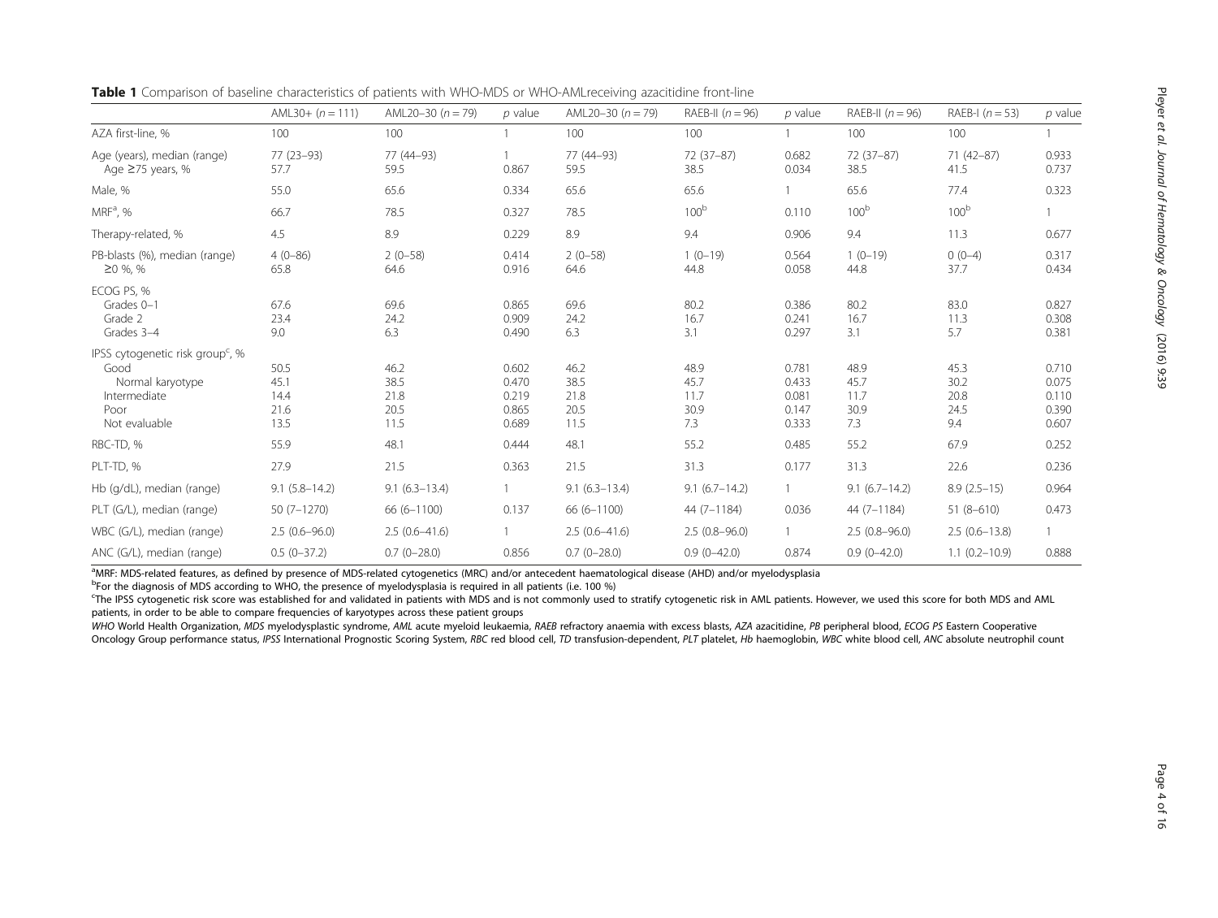**Table 1** Comparison of baseline characteristics of patients with WHO-MDS or WHO-AMLreceiving azacitidine front-line

| | AML30+ (n = 111) | AML20–30 (n = 79) | p value | AML20–30 (n = 79) | RAEB-II (n = 96) | p value | RAEB-II (n = 96) | RAEB-I (n = 53) | p value |
|---|---|---|---|---|---|---|---|---|---|
| AZA first-line, % | 100 | 100 | 1 | 100 | 100 | 1 | 100 | 100 | 1 |
| Age (years), median (range) | 77 (23–93) | 77 (44–93) | 1 | 77 (44–93) | 72 (37–87) | 0.682 | 72 (37–87) | 71 (42–87) | 0.933 |
| Age ≥75 years, % | 57.7 | 59.5 | 0.867 | 59.5 | 38.5 | 0.034 | 38.5 | 41.5 | 0.737 |
| Male, % | 55.0 | 65.6 | 0.334 | 65.6 | 65.6 | 1 | 65.6 | 77.4 | 0.323 |
| MRF[a], % | 66.7 | 78.5 | 0.327 | 78.5 | 100[b] | 0.110 | 100[b] | 100[b] | 1 |
| Therapy-related, % | 4.5 | 8.9 | 0.229 | 8.9 | 9.4 | 0.906 | 9.4 | 11.3 | 0.677 |
| PB-blasts (%), median (range) | 4 (0–86) | 2 (0–58) | 0.414 | 2 (0–58) | 1 (0–19) | 0.564 | 1 (0–19) | 0 (0–4) | 0.317 |
| ≥0 %, % | 65.8 | 64.6 | 0.916 | 64.6 | 44.8 | 0.058 | 44.8 | 37.7 | 0.434 |
| ECOG PS, % | | | | | | | | | |
| Grades 0–1 | 67.6 | 69.6 | 0.865 | 69.6 | 80.2 | 0.386 | 80.2 | 83.0 | 0.827 |
| Grade 2 | 23.4 | 24.2 | 0.909 | 24.2 | 16.7 | 0.241 | 16.7 | 11.3 | 0.308 |
| Grades 3–4 | 9.0 | 6.3 | 0.490 | 6.3 | 3.1 | 0.297 | 3.1 | 5.7 | 0.381 |
| IPSS cytogenetic risk group[c], % | | | | | | | | | |
| Good | 50.5 | 46.2 | 0.602 | 46.2 | 48.9 | 0.781 | 48.9 | 45.3 | 0.710 |
| Normal karyotype | 45.1 | 38.5 | 0.470 | 38.5 | 45.7 | 0.433 | 45.7 | 30.2 | 0.075 |
| Intermediate | 14.4 | 21.8 | 0.219 | 21.8 | 11.7 | 0.081 | 11.7 | 20.8 | 0.110 |
| Poor | 21.6 | 20.5 | 0.865 | 20.5 | 30.9 | 0.147 | 30.9 | 24.5 | 0.390 |
| Not evaluable | 13.5 | 11.5 | 0.689 | 11.5 | 7.3 | 0.333 | 7.3 | 9.4 | 0.607 |
| RBC-TD, % | 55.9 | 48.1 | 0.444 | 48.1 | 55.2 | 0.485 | 55.2 | 67.9 | 0.252 |
| PLT-TD, % | 27.9 | 21.5 | 0.363 | 21.5 | 31.3 | 0.177 | 31.3 | 22.6 | 0.236 |
| Hb (g/dL), median (range) | 9.1 (5.8–14.2) | 9.1 (6.3–13.4) | 1 | 9.1 (6.3–13.4) | 9.1 (6.7–14.2) | 1 | 9.1 (6.7–14.2) | 8.9 (2.5–15) | 0.964 |
| PLT (G/L), median (range) | 50 (7–1270) | 66 (6–1100) | 0.137 | 66 (6–1100) | 44 (7–1184) | 0.036 | 44 (7–1184) | 51 (8–610) | 0.473 |
| WBC (G/L), median (range) | 2.5 (0.6–96.0) | 2.5 (0.6–41.6) | 1 | 2.5 (0.6–41.6) | 2.5 (0.8–96.0) | 1 | 2.5 (0.8–96.0) | 2.5 (0.6–13.8) | 1 |
| ANC (G/L), median (range) | 0.5 (0–37.2) | 0.7 (0–28.0) | 0.856 | 0.7 (0–28.0) | 0.9 (0–42.0) | 0.874 | 0.9 (0–42.0) | 1.1 (0.2–10.9) | 0.888 |

[a]MRF: MDS-related features, as defined by presence of MDS-related cytogenetics (MRC) and/or antecedent haematological disease (AHD) and/or myelodysplasia

[b]For the diagnosis of MDS according to WHO, the presence of myelodysplasia is required in all patients (i.e. 100 %)

[c]The IPSS cytogenetic risk score was established for and validated in patients with MDS and is not commonly used to stratify cytogenetic risk in AML patients. However, we used this score for both MDS and AML patients, in order to be able to compare frequencies of karyotypes across these patient groups

*WHO* World Health Organization, *MDS* myelodysplastic syndrome, *AML* acute myeloid leukaemia, *RAEB* refractory anaemia with excess blasts, *AZA* azacitidine, *PB* peripheral blood, *ECOG PS* Eastern Cooperative Oncology Group performance status, *IPSS* International Prognostic Scoring System, *RBC* red blood cell, *TD* transfusion-dependent, *PLT* platelet, *Hb* haemoglobin, *WBC* white blood cell, *ANC* absolute neutrophil count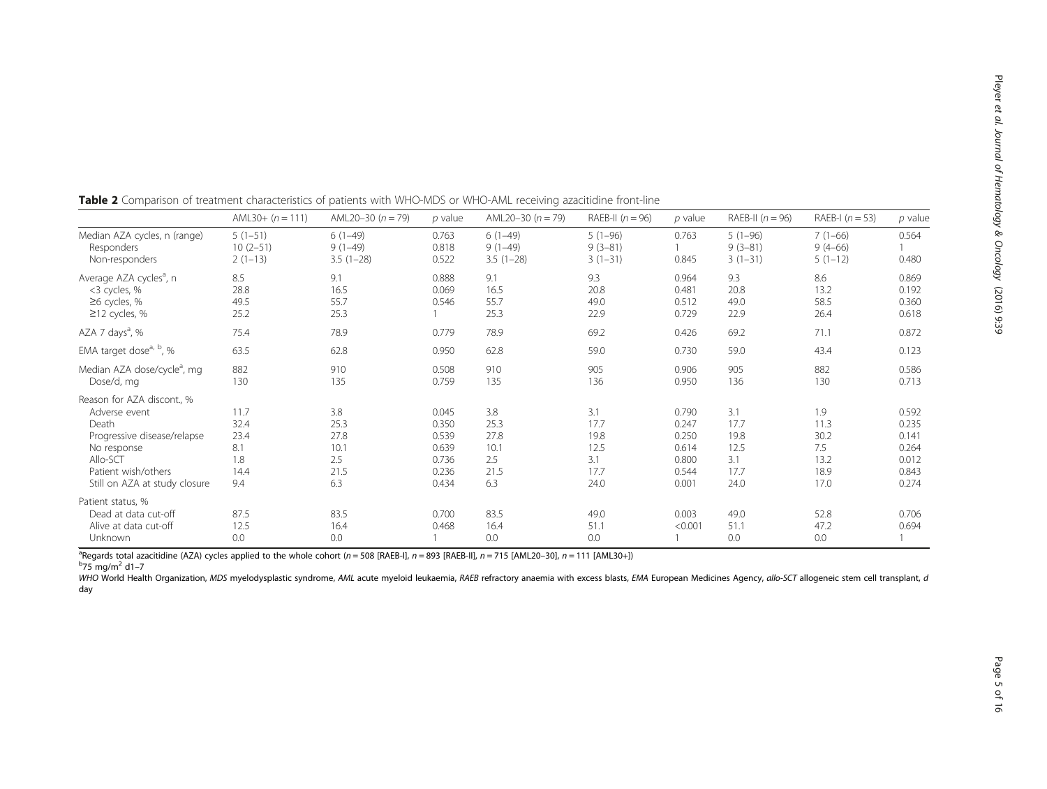**Table 2** Comparison of treatment characteristics of patients with WHO-MDS or WHO-AML receiving azacitidine front-line

| | AML30+ ($n = 111$) | AML20–30 ($n = 79$) | $p$ value | AML20–30 ($n = 79$) | RAEB-II ($n = 96$) | $p$ value | RAEB-II ($n = 96$) | RAEB-I ($n = 53$) | $p$ value |
|---|---|---|---|---|---|---|---|---|---|
| Median AZA cycles, n (range) | 5 (1–51) | 6 (1–49) | 0.763 | 6 (1–49) | 5 (1–96) | 0.763 | 5 (1–96) | 7 (1–66) | 0.564 |
| Responders | 10 (2–51) | 9 (1–49) | 0.818 | 9 (1–49) | 9 (3–81) | 1 | 9 (3–81) | 9 (4–66) | 1 |
| Non-responders | 2 (1–13) | 3.5 (1–28) | 0.522 | 3.5 (1–28) | 3 (1–31) | 0.845 | 3 (1–31) | 5 (1–12) | 0.480 |
| Average AZA cycles[a], n | 8.5 | 9.1 | 0.888 | 9.1 | 9.3 | 0.964 | 9.3 | 8.6 | 0.869 |
| <3 cycles, % | 28.8 | 16.5 | 0.069 | 16.5 | 20.8 | 0.481 | 20.8 | 13.2 | 0.192 |
| ≥6 cycles, % | 49.5 | 55.7 | 0.546 | 55.7 | 49.0 | 0.512 | 49.0 | 58.5 | 0.360 |
| ≥12 cycles, % | 25.2 | 25.3 | 1 | 25.3 | 22.9 | 0.729 | 22.9 | 26.4 | 0.618 |
| AZA 7 days[a], % | 75.4 | 78.9 | 0.779 | 78.9 | 69.2 | 0.426 | 69.2 | 71.1 | 0.872 |
| EMA target dose[a, b], % | 63.5 | 62.8 | 0.950 | 62.8 | 59.0 | 0.730 | 59.0 | 43.4 | 0.123 |
| Median AZA dose/cycle[a], mg | 882 | 910 | 0.508 | 910 | 905 | 0.906 | 905 | 882 | 0.586 |
| Dose/d, mg | 130 | 135 | 0.759 | 135 | 136 | 0.950 | 136 | 130 | 0.713 |
| Reason for AZA discont., % | | | | | | | | | |
| Adverse event | 11.7 | 3.8 | 0.045 | 3.8 | 3.1 | 0.790 | 3.1 | 1.9 | 0.592 |
| Death | 32.4 | 25.3 | 0.350 | 25.3 | 17.7 | 0.247 | 17.7 | 11.3 | 0.235 |
| Progressive disease/relapse | 23.4 | 27.8 | 0.539 | 27.8 | 19.8 | 0.250 | 19.8 | 30.2 | 0.141 |
| No response | 8.1 | 10.1 | 0.639 | 10.1 | 12.5 | 0.614 | 12.5 | 7.5 | 0.264 |
| Allo-SCT | 1.8 | 2.5 | 0.736 | 2.5 | 3.1 | 0.800 | 3.1 | 13.2 | 0.012 |
| Patient wish/others | 14.4 | 21.5 | 0.236 | 21.5 | 17.7 | 0.544 | 17.7 | 18.9 | 0.843 |
| Still on AZA at study closure | 9.4 | 6.3 | 0.434 | 6.3 | 24.0 | 0.001 | 24.0 | 17.0 | 0.274 |
| Patient status, % | | | | | | | | | |
| Dead at data cut-off | 87.5 | 83.5 | 0.700 | 83.5 | 49.0 | 0.003 | 49.0 | 52.8 | 0.706 |
| Alive at data cut-off | 12.5 | 16.4 | 0.468 | 16.4 | 51.1 | <0.001 | 51.1 | 47.2 | 0.694 |
| Unknown | 0.0 | 0.0 | 1 | 0.0 | 0.0 | 1 | 0.0 | 0.0 | 1 |

[a]Regards total azacitidine (AZA) cycles applied to the whole cohort ($n = 508$ [RAEB-I], $n = 893$ [RAEB-II], $n = 715$ [AML20–30], $n = 111$ [AML30+])
[b]75 mg/$m^2$ d1–7

*WHO* World Health Organization, *MDS* myelodysplastic syndrome, *AML* acute myeloid leukaemia, *RAEB* refractory anaemia with excess blasts, *EMA* European Medicines Agency, *allo-SCT* allogeneic stem cell transplant, *d* day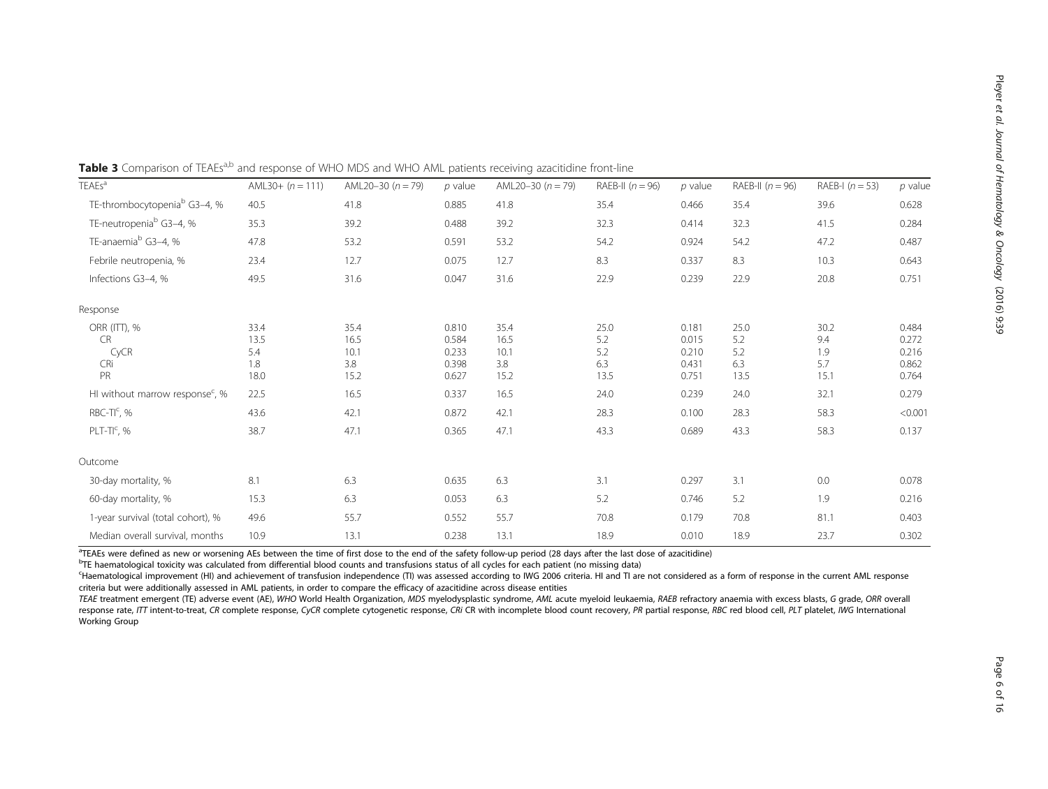**Table 3** Comparison of TEAEs[a,b] and response of WHO MDS and WHO AML patients receiving azacitidine front-line

| TEAEs[a] | AML30+ ($n = 111$) | AML20–30 ($n = 79$) | $p$ value | AML20–30 ($n = 79$) | RAEB-II ($n = 96$) | $p$ value | RAEB-II ($n = 96$) | RAEB-I ($n = 53$) | $p$ value |
|---|---|---|---|---|---|---|---|---|---|
| TE-thrombocytopenia[b] G3–4, % | 40.5 | 41.8 | 0.885 | 41.8 | 35.4 | 0.466 | 35.4 | 39.6 | 0.628 |
| TE-neutropenia[b] G3–4, % | 35.3 | 39.2 | 0.488 | 39.2 | 32.3 | 0.414 | 32.3 | 41.5 | 0.284 |
| TE-anaemia[b] G3–4, % | 47.8 | 53.2 | 0.591 | 53.2 | 54.2 | 0.924 | 54.2 | 47.2 | 0.487 |
| Febrile neutropenia, % | 23.4 | 12.7 | 0.075 | 12.7 | 8.3 | 0.337 | 8.3 | 10.3 | 0.643 |
| Infections G3–4, % | 49.5 | 31.6 | 0.047 | 31.6 | 22.9 | 0.239 | 22.9 | 20.8 | 0.751 |
| Response | | | | | | | | | |
| ORR (ITT), % | 33.4 | 35.4 | 0.810 | 35.4 | 25.0 | 0.181 | 25.0 | 30.2 | 0.484 |
| CR | 13.5 | 16.5 | 0.584 | 16.5 | 5.2 | 0.015 | 5.2 | 9.4 | 0.272 |
| CyCR | 5.4 | 10.1 | 0.233 | 10.1 | 5.2 | 0.210 | 5.2 | 1.9 | 0.216 |
| CRi | 1.8 | 3.8 | 0.398 | 3.8 | 6.3 | 0.431 | 6.3 | 5.7 | 0.862 |
| PR | 18.0 | 15.2 | 0.627 | 15.2 | 13.5 | 0.751 | 13.5 | 15.1 | 0.764 |
| HI without marrow response[c], % | 22.5 | 16.5 | 0.337 | 16.5 | 24.0 | 0.239 | 24.0 | 32.1 | 0.279 |
| RBC-TI[c], % | 43.6 | 42.1 | 0.872 | 42.1 | 28.3 | 0.100 | 28.3 | 58.3 | <0.001 |
| PLT-TI[c], % | 38.7 | 47.1 | 0.365 | 47.1 | 43.3 | 0.689 | 43.3 | 58.3 | 0.137 |
| Outcome | | | | | | | | | |
| 30-day mortality, % | 8.1 | 6.3 | 0.635 | 6.3 | 3.1 | 0.297 | 3.1 | 0.0 | 0.078 |
| 60-day mortality, % | 15.3 | 6.3 | 0.053 | 6.3 | 5.2 | 0.746 | 5.2 | 1.9 | 0.216 |
| 1-year survival (total cohort), % | 49.6 | 55.7 | 0.552 | 55.7 | 70.8 | 0.179 | 70.8 | 81.1 | 0.403 |
| Median overall survival, months | 10.9 | 13.1 | 0.238 | 13.1 | 18.9 | 0.010 | 18.9 | 23.7 | 0.302 |

[a]TEAEs were defined as new or worsening AEs between the time of first dose to the end of the safety follow-up period (28 days after the last dose of azacitidine)

[b]TE haematological toxicity was calculated from differential blood counts and transfusions status of all cycles for each patient (no missing data)

[c]Haematological improvement (HI) and achievement of transfusion independence (TI) was assessed according to IWG 2006 criteria. HI and TI are not considered as a form of response in the current AML response criteria but were additionally assessed in AML patients, in order to compare the efficacy of azacitidine across disease entities

*TEAE* treatment emergent (TE) adverse event (AE), *WHO* World Health Organization, *MDS* myelodysplastic syndrome, *AML* acute myeloid leukaemia, *RAEB* refractory anaemia with excess blasts, *G* grade, *ORR* overall response rate, *ITT* intent-to-treat, *CR* complete response, *CyCR* complete cytogenetic response, *CRi* CR with incomplete blood count recovery, *PR* partial response, *RBC* red blood cell, *PLT* platelet, *IWG* International Working Group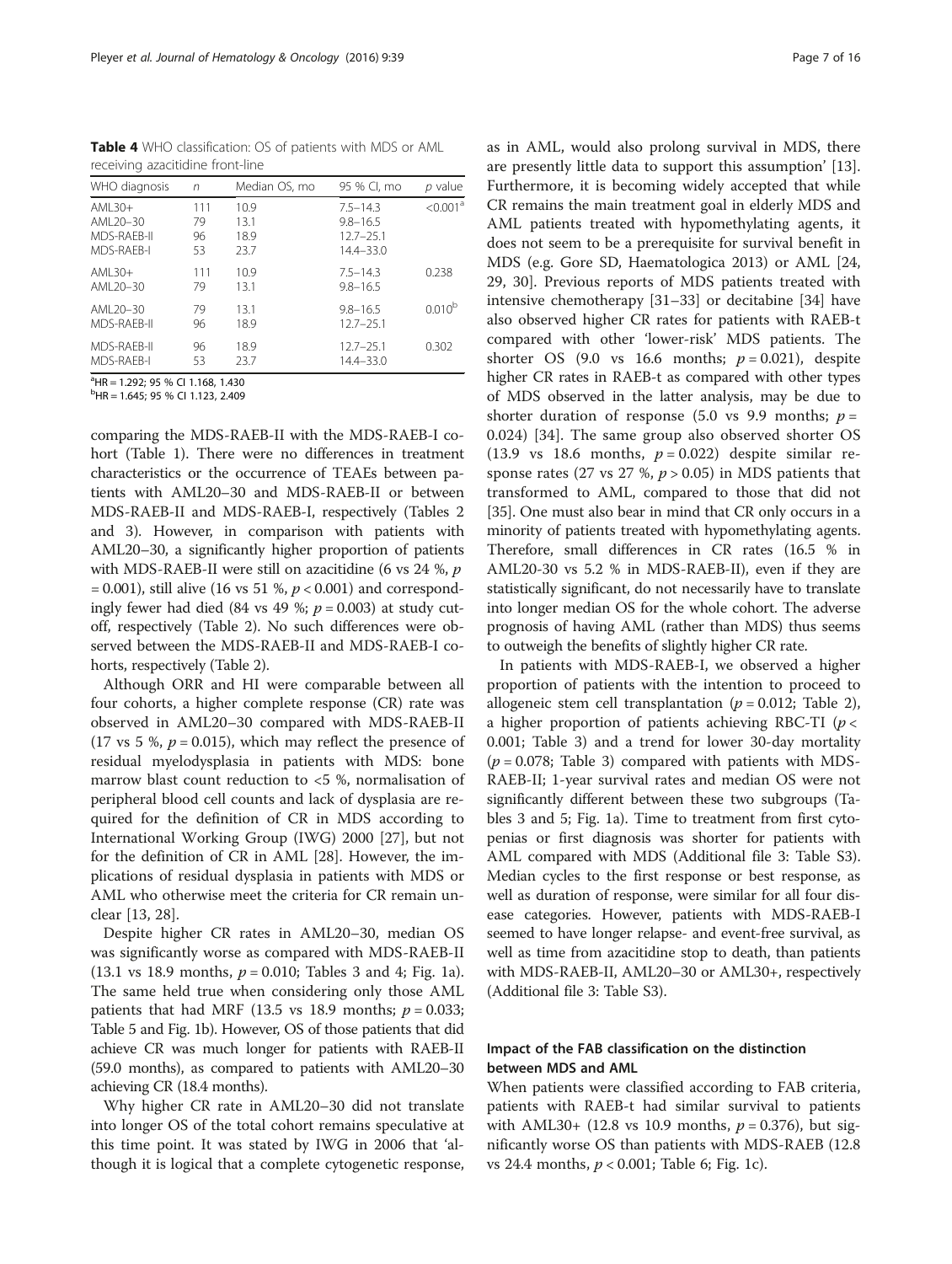**Table 4** WHO classification: OS of patients with MDS or AML receiving azacitidine front-line

| WHO diagnosis | n | Median OS, mo | 95 % CI, mo | p value |
|---|---|---|---|---|
| AML30+ | 111 | 10.9 | 7.5–14.3 | <0.001[a] |
| AML20–30 | 79 | 13.1 | 9.8–16.5 | |
| MDS-RAEB-II | 96 | 18.9 | 12.7–25.1 | |
| MDS-RAEB-I | 53 | 23.7 | 14.4–33.0 | |
| AML30+ | 111 | 10.9 | 7.5–14.3 | 0.238 |
| AML20–30 | 79 | 13.1 | 9.8–16.5 | |
| AML20–30 | 79 | 13.1 | 9.8–16.5 | 0.010[b] |
| MDS-RAEB-II | 96 | 18.9 | 12.7–25.1 | |
| MDS-RAEB-II | 96 | 18.9 | 12.7–25.1 | 0.302 |
| MDS-RAEB-I | 53 | 23.7 | 14.4–33.0 | |

[a]HR = 1.292; 95 % CI 1.168, 1.430
[b]HR = 1.645; 95 % CI 1.123, 2.409

comparing the MDS-RAEB-II with the MDS-RAEB-I cohort (Table 1). There were no differences in treatment characteristics or the occurrence of TEAEs between patients with AML20–30 and MDS-RAEB-II or between MDS-RAEB-II and MDS-RAEB-I, respectively (Tables 2 and 3). However, in comparison with patients with AML20–30, a significantly higher proportion of patients with MDS-RAEB-II were still on azacitidine (6 vs 24 %, $p = 0.001$), still alive (16 vs 51 %, $p < 0.001$) and correspondingly fewer had died (84 vs 49 %; $p = 0.003$) at study cut-off, respectively (Table 2). No such differences were observed between the MDS-RAEB-II and MDS-RAEB-I cohorts, respectively (Table 2).

Although ORR and HI were comparable between all four cohorts, a higher complete response (CR) rate was observed in AML20–30 compared with MDS-RAEB-II (17 vs 5 %, $p = 0.015$), which may reflect the presence of residual myelodysplasia in patients with MDS: bone marrow blast count reduction to <5 %, normalisation of peripheral blood cell counts and lack of dysplasia are required for the definition of CR in MDS according to International Working Group (IWG) 2000 [27], but not for the definition of CR in AML [28]. However, the implications of residual dysplasia in patients with MDS or AML who otherwise meet the criteria for CR remain unclear [13, 28].

Despite higher CR rates in AML20–30, median OS was significantly worse as compared with MDS-RAEB-II (13.1 vs 18.9 months, $p = 0.010$; Tables 3 and 4; Fig. 1a). The same held true when considering only those AML patients that had MRF (13.5 vs 18.9 months; $p = 0.033$; Table 5 and Fig. 1b). However, OS of those patients that did achieve CR was much longer for patients with RAEB-II (59.0 months), as compared to patients with AML20–30 achieving CR (18.4 months).

Why higher CR rate in AML20–30 did not translate into longer OS of the total cohort remains speculative at this time point. It was stated by IWG in 2006 that 'although it is logical that a complete cytogenetic response, as in AML, would also prolong survival in MDS, there are presently little data to support this assumption' [13]. Furthermore, it is becoming widely accepted that while CR remains the main treatment goal in elderly MDS and AML patients treated with hypomethylating agents, it does not seem to be a prerequisite for survival benefit in MDS (e.g. Gore SD, Haematologica 2013) or AML [24, 29, 30]. Previous reports of MDS patients treated with intensive chemotherapy [31–33] or decitabine [34] have also observed higher CR rates for patients with RAEB-t compared with other 'lower-risk' MDS patients. The shorter OS (9.0 vs 16.6 months; $p = 0.021$), despite higher CR rates in RAEB-t as compared with other types of MDS observed in the latter analysis, may be due to shorter duration of response (5.0 vs 9.9 months; $p = 0.024$) [34]. The same group also observed shorter OS (13.9 vs 18.6 months, $p = 0.022$) despite similar response rates (27 vs 27 %, $p > 0.05$) in MDS patients that transformed to AML, compared to those that did not [35]. One must also bear in mind that CR only occurs in a minority of patients treated with hypomethylating agents. Therefore, small differences in CR rates (16.5 % in AML20-30 vs 5.2 % in MDS-RAEB-II), even if they are statistically significant, do not necessarily have to translate into longer median OS for the whole cohort. The adverse prognosis of having AML (rather than MDS) thus seems to outweigh the benefits of slightly higher CR rate.

In patients with MDS-RAEB-I, we observed a higher proportion of patients with the intention to proceed to allogeneic stem cell transplantation ($p = 0.012$; Table 2), a higher proportion of patients achieving RBC-TI ($p < 0.001$; Table 3) and a trend for lower 30-day mortality ($p = 0.078$; Table 3) compared with patients with MDS-RAEB-II; 1-year survival rates and median OS were not significantly different between these two subgroups (Tables 3 and 5; Fig. 1a). Time to treatment from first cytopenias or first diagnosis was shorter for patients with AML compared with MDS (Additional file 3: Table S3). Median cycles to the first response or best response, as well as duration of response, were similar for all four disease categories. However, patients with MDS-RAEB-I seemed to have longer relapse- and event-free survival, as well as time from azacitidine stop to death, than patients with MDS-RAEB-II, AML20–30 or AML30+, respectively (Additional file 3: Table S3).

## Impact of the FAB classification on the distinction between MDS and AML

When patients were classified according to FAB criteria, patients with RAEB-t had similar survival to patients with AML30+ (12.8 vs 10.9 months, $p = 0.376$), but significantly worse OS than patients with MDS-RAEB (12.8 vs 24.4 months, $p < 0.001$; Table 6; Fig. 1c).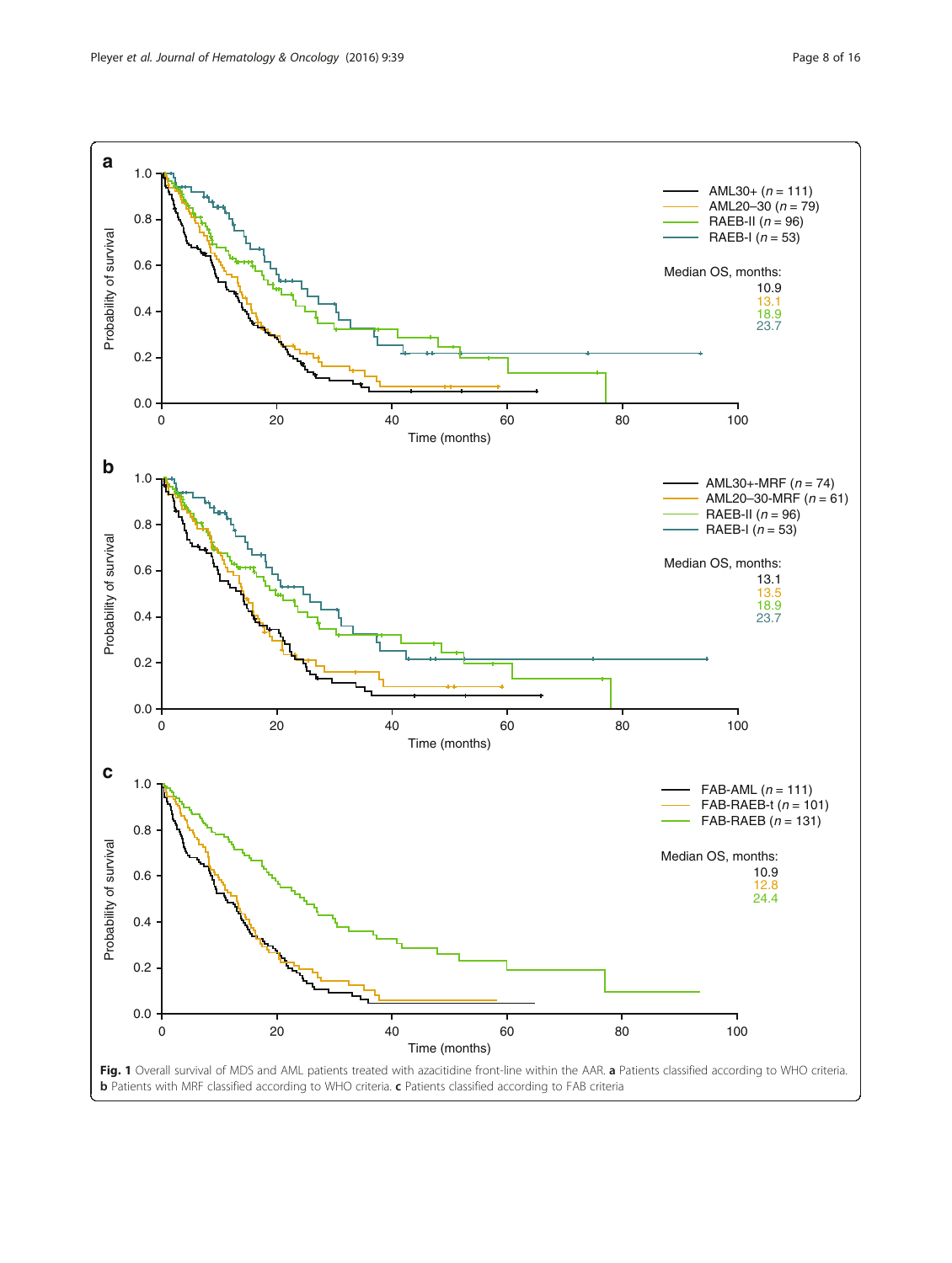**Fig. 1** Overall survival of MDS and AML patients treated with azacitidine front-line within the AAR. **a** Patients classified according to WHO criteria. **b** Patients with MRF classified according to WHO criteria. **c** Patients classified according to FAB criteria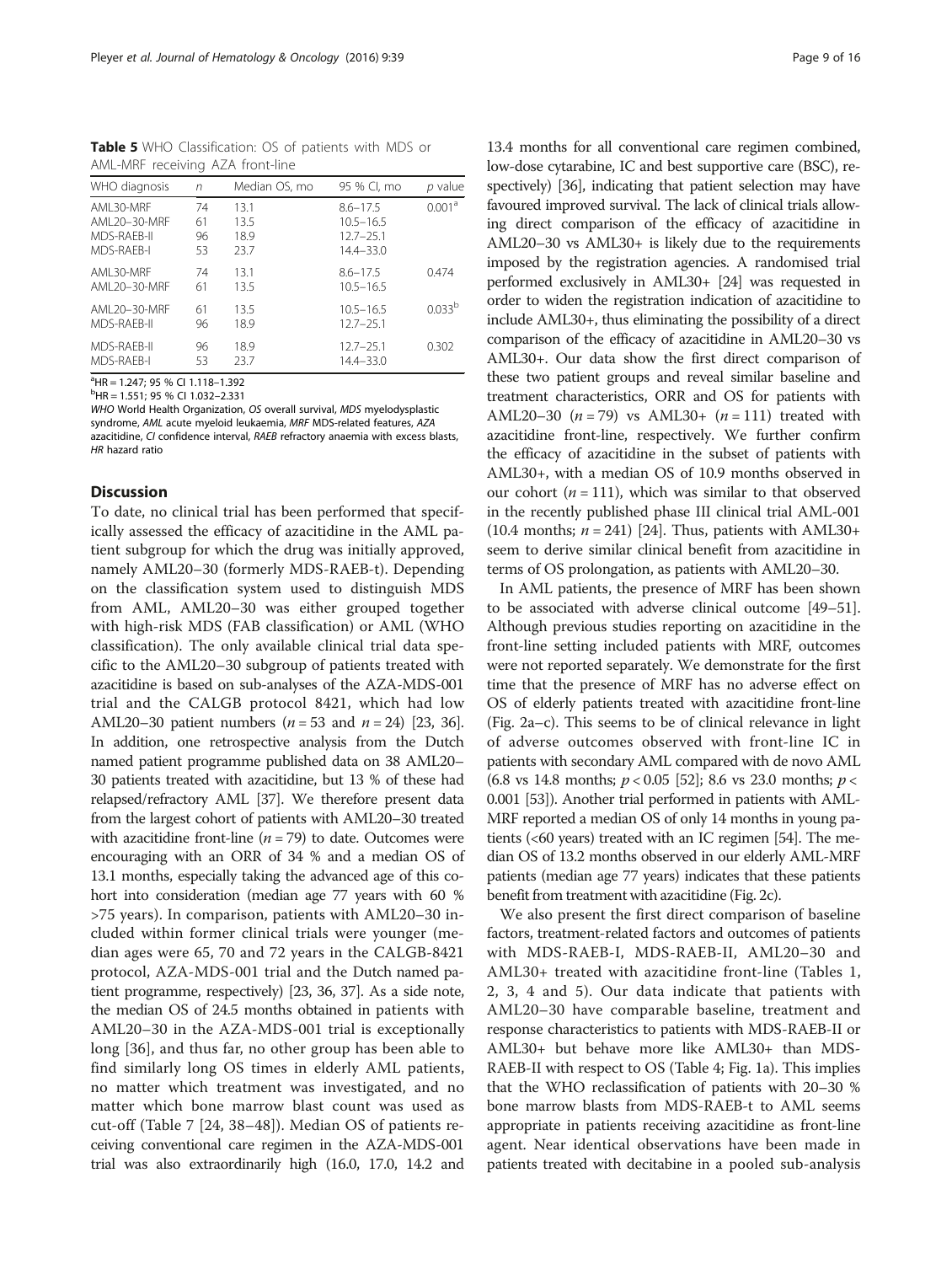**Table 5** WHO Classification: OS of patients with MDS or AML-MRF receiving AZA front-line

| WHO diagnosis | n | Median OS, mo | 95 % CI, mo | p value |
|---|---|---|---|---|
| AML30-MRF | 74 | 13.1 | 8.6–17.5 | 0.001[a] |
| AML20–30-MRF | 61 | 13.5 | 10.5–16.5 | |
| MDS-RAEB-II | 96 | 18.9 | 12.7–25.1 | |
| MDS-RAEB-I | 53 | 23.7 | 14.4–33.0 | |
| AML30-MRF | 74 | 13.1 | 8.6–17.5 | 0.474 |
| AML20–30-MRF | 61 | 13.5 | 10.5–16.5 | |
| AML20–30-MRF | 61 | 13.5 | 10.5–16.5 | 0.033[b] |
| MDS-RAEB-II | 96 | 18.9 | 12.7–25.1 | |
| MDS-RAEB-II | 96 | 18.9 | 12.7–25.1 | 0.302 |
| MDS-RAEB-I | 53 | 23.7 | 14.4–33.0 | |

[a]HR = 1.247; 95 % CI 1.118–1.392
[b]HR = 1.551; 95 % CI 1.032–2.331
*WHO* World Health Organization, *OS* overall survival, *MDS* myelodysplastic syndrome, *AML* acute myeloid leukaemia, *MRF* MDS-related features, *AZA* azacitidine, *CI* confidence interval, *RAEB* refractory anaemia with excess blasts, *HR* hazard ratio

## Discussion

To date, no clinical trial has been performed that specifically assessed the efficacy of azacitidine in the AML patient subgroup for which the drug was initially approved, namely AML20–30 (formerly MDS-RAEB-t). Depending on the classification system used to distinguish MDS from AML, AML20–30 was either grouped together with high-risk MDS (FAB classification) or AML (WHO classification). The only available clinical trial data specific to the AML20–30 subgroup of patients treated with azacitidine is based on sub-analyses of the AZA-MDS-001 trial and the CALGB protocol 8421, which had low AML20–30 patient numbers ($n = 53$ and $n = 24$) [23, 36]. In addition, one retrospective analysis from the Dutch named patient programme published data on 38 AML20–30 patients treated with azacitidine, but 13 % of these had relapsed/refractory AML [37]. We therefore present data from the largest cohort of patients with AML20–30 treated with azacitidine front-line ($n = 79$) to date. Outcomes were encouraging with an ORR of 34 % and a median OS of 13.1 months, especially taking the advanced age of this cohort into consideration (median age 77 years with 60 % >75 years). In comparison, patients with AML20–30 included within former clinical trials were younger (median ages were 65, 70 and 72 years in the CALGB-8421 protocol, AZA-MDS-001 trial and the Dutch named patient programme, respectively) [23, 36, 37]. As a side note, the median OS of 24.5 months obtained in patients with AML20–30 in the AZA-MDS-001 trial is exceptionally long [36], and thus far, no other group has been able to find similarly long OS times in elderly AML patients, no matter which treatment was investigated, and no matter which bone marrow blast count was used as cut-off (Table 7 [24, 38–48]). Median OS of patients receiving conventional care regimen in the AZA-MDS-001 trial was also extraordinarily high (16.0, 17.0, 14.2 and 13.4 months for all conventional care regimen combined, low-dose cytarabine, IC and best supportive care (BSC), respectively) [36], indicating that patient selection may have favoured improved survival. The lack of clinical trials allowing direct comparison of the efficacy of azacitidine in AML20–30 vs AML30+ is likely due to the requirements imposed by the registration agencies. A randomised trial performed exclusively in AML30+ [24] was requested in order to widen the registration indication of azacitidine to include AML30+, thus eliminating the possibility of a direct comparison of the efficacy of azacitidine in AML20–30 vs AML30+. Our data show the first direct comparison of these two patient groups and reveal similar baseline and treatment characteristics, ORR and OS for patients with AML20–30 ($n = 79$) vs AML30+ ($n = 111$) treated with azacitidine front-line, respectively. We further confirm the efficacy of azacitidine in the subset of patients with AML30+, with a median OS of 10.9 months observed in our cohort ($n = 111$), which was similar to that observed in the recently published phase III clinical trial AML-001 (10.4 months; $n = 241$) [24]. Thus, patients with AML30+ seem to derive similar clinical benefit from azacitidine in terms of OS prolongation, as patients with AML20–30.

In AML patients, the presence of MRF has been shown to be associated with adverse clinical outcome [49–51]. Although previous studies reporting on azacitidine in the front-line setting included patients with MRF, outcomes were not reported separately. We demonstrate for the first time that the presence of MRF has no adverse effect on OS of elderly patients treated with azacitidine front-line (Fig. 2a–c). This seems to be of clinical relevance in light of adverse outcomes observed with front-line IC in patients with secondary AML compared with de novo AML (6.8 vs 14.8 months; $p < 0.05$ [52]; 8.6 vs 23.0 months; $p < 0.001$ [53]). Another trial performed in patients with AML-MRF reported a median OS of only 14 months in young patients (<60 years) treated with an IC regimen [54]. The median OS of 13.2 months observed in our elderly AML-MRF patients (median age 77 years) indicates that these patients benefit from treatment with azacitidine (Fig. 2c).

We also present the first direct comparison of baseline factors, treatment-related factors and outcomes of patients with MDS-RAEB-I, MDS-RAEB-II, AML20–30 and AML30+ treated with azacitidine front-line (Tables 1, 2, 3, 4 and 5). Our data indicate that patients with AML20–30 have comparable baseline, treatment and response characteristics to patients with MDS-RAEB-II or AML30+ but behave more like AML30+ than MDS-RAEB-II with respect to OS (Table 4; Fig. 1a). This implies that the WHO reclassification of patients with 20–30 % bone marrow blasts from MDS-RAEB-t to AML seems appropriate in patients receiving azacitidine as front-line agent. Near identical observations have been made in patients treated with decitabine in a pooled sub-analysis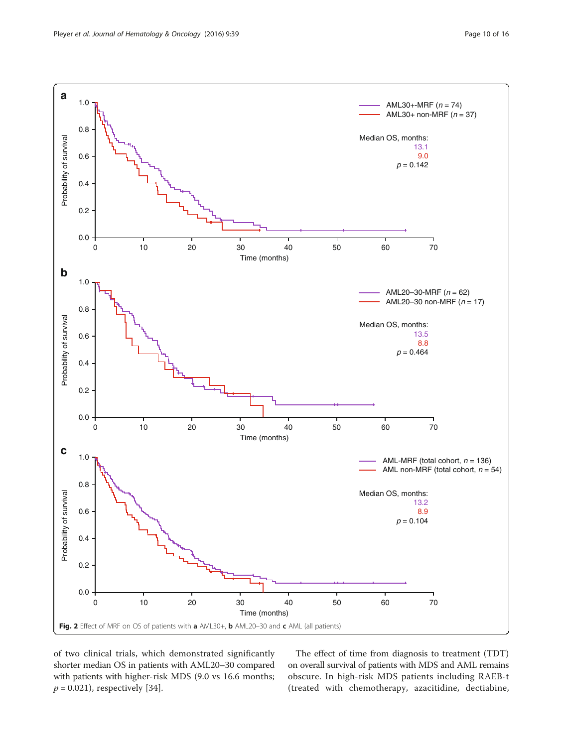Fig. 2 Effect of MRF on OS of patients with **a** AML30+, **b** AML20–30 and **c** AML (all patients)

of two clinical trials, which demonstrated significantly shorter median OS in patients with AML20–30 compared with patients with higher-risk MDS (9.0 vs 16.6 months; $p = 0.021$), respectively [34].

The effect of time from diagnosis to treatment (TDT) on overall survival of patients with MDS and AML remains obscure. In high-risk MDS patients including RAEB-t (treated with chemotherapy, azacitidine, dectiabine,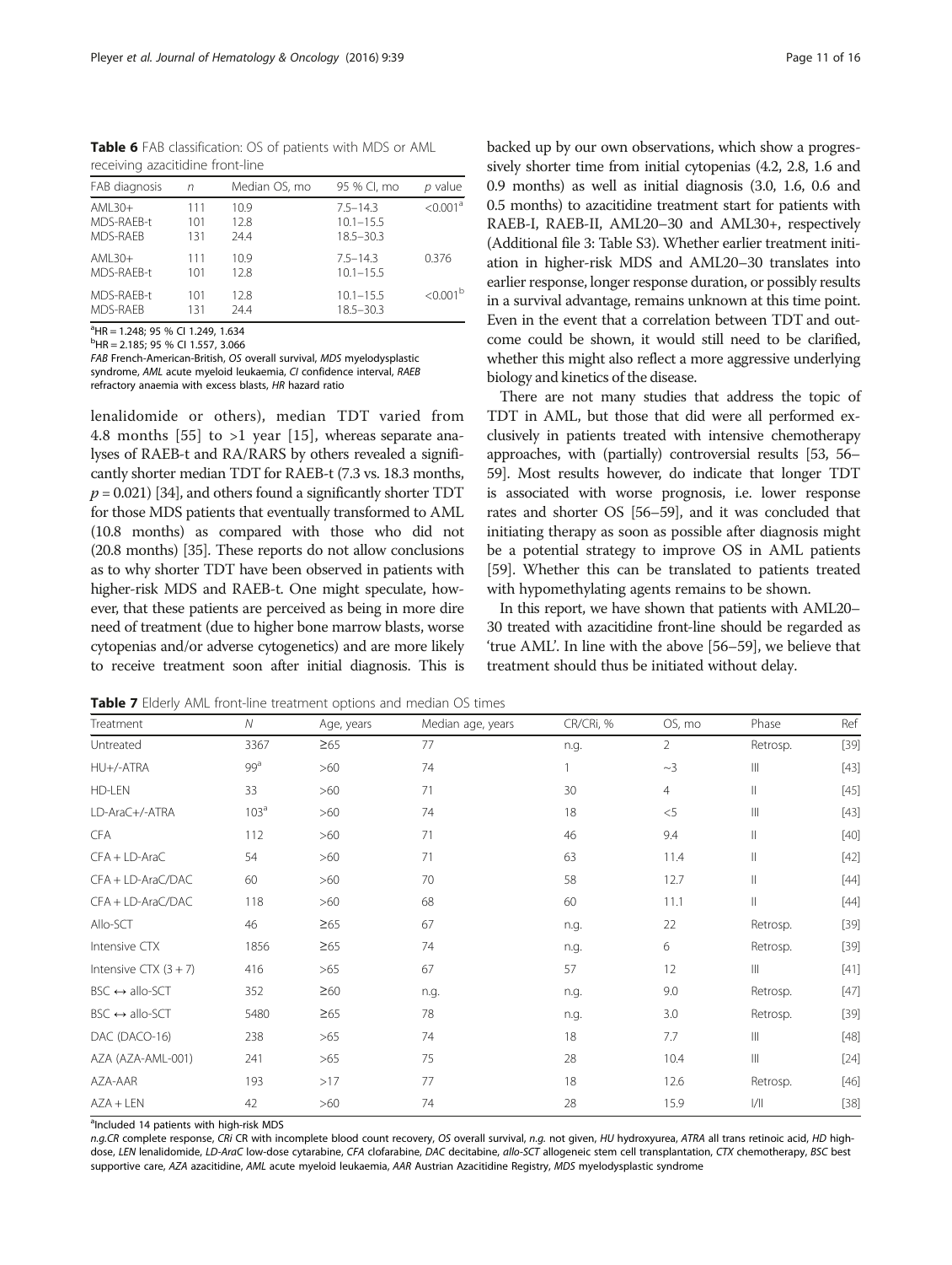**Table 6** FAB classification: OS of patients with MDS or AML receiving azacitidine front-line

| FAB diagnosis | n | Median OS, mo | 95 % CI, mo | p value |
|---|---|---|---|---|
| AML30+ | 111 | 10.9 | 7.5–14.3 | <0.001[a] |
| MDS-RAEB-t | 101 | 12.8 | 10.1–15.5 | |
| MDS-RAEB | 131 | 24.4 | 18.5–30.3 | |
| AML30+ | 111 | 10.9 | 7.5–14.3 | 0.376 |
| MDS-RAEB-t | 101 | 12.8 | 10.1–15.5 | |
| MDS-RAEB-t | 101 | 12.8 | 10.1–15.5 | <0.001[b] |
| MDS-RAEB | 131 | 24.4 | 18.5–30.3 | |

[a]HR = 1.248; 95 % CI 1.249, 1.634
[b]HR = 2.185; 95 % CI 1.557, 3.066
*FAB* French-American-British, *OS* overall survival, *MDS* myelodysplastic syndrome, *AML* acute myeloid leukaemia, *CI* confidence interval, *RAEB* refractory anaemia with excess blasts, *HR* hazard ratio

lenalidomide or others), median TDT varied from 4.8 months [55] to >1 year [15], whereas separate analyses of RAEB-t and RA/RARS by others revealed a significantly shorter median TDT for RAEB-t (7.3 vs. 18.3 months, $p = 0.021$) [34], and others found a significantly shorter TDT for those MDS patients that eventually transformed to AML (10.8 months) as compared with those who did not (20.8 months) [35]. These reports do not allow conclusions as to why shorter TDT have been observed in patients with higher-risk MDS and RAEB-t. One might speculate, however, that these patients are perceived as being in more dire need of treatment (due to higher bone marrow blasts, worse cytopenias and/or adverse cytogenetics) and are more likely to receive treatment soon after initial diagnosis. This is backed up by our own observations, which show a progressively shorter time from initial cytopenias (4.2, 2.8, 1.6 and 0.9 months) as well as initial diagnosis (3.0, 1.6, 0.6 and 0.5 months) to azacitidine treatment start for patients with RAEB-I, RAEB-II, AML20–30 and AML30+, respectively (Additional file 3: Table S3). Whether earlier treatment initiation in higher-risk MDS and AML20–30 translates into earlier response, longer response duration, or possibly results in a survival advantage, remains unknown at this time point. Even in the event that a correlation between TDT and outcome could be shown, it would still need to be clarified, whether this might also reflect a more aggressive underlying biology and kinetics of the disease.

There are not many studies that address the topic of TDT in AML, but those that did were all performed exclusively in patients treated with intensive chemotherapy approaches, with (partially) controversial results [53, 56–59]. Most results however, do indicate that longer TDT is associated with worse prognosis, i.e. lower response rates and shorter OS [56–59], and it was concluded that initiating therapy as soon as possible after diagnosis might be a potential strategy to improve OS in AML patients [59]. Whether this can be translated to patients treated with hypomethylating agents remains to be shown.

In this report, we have shown that patients with AML20–30 treated with azacitidine front-line should be regarded as 'true AML'. In line with the above [56–59], we believe that treatment should thus be initiated without delay.

**Table 7** Elderly AML front-line treatment options and median OS times

| Treatment | N | Age, years | Median age, years | CR/CRi, % | OS, mo | Phase | Ref |
|---|---|---|---|---|---|---|---|
| Untreated | 3367 | ≥65 | 77 | n.g. | 2 | Retrosp. | [39] |
| HU+/-ATRA | 99[a] | >60 | 74 | 1 | ~3 | III | [43] |
| HD-LEN | 33 | >60 | 71 | 30 | 4 | II | [45] |
| LD-AraC+/-ATRA | 103[a] | >60 | 74 | 18 | <5 | III | [43] |
| CFA | 112 | >60 | 71 | 46 | 9.4 | II | [40] |
| CFA + LD-AraC | 54 | >60 | 71 | 63 | 11.4 | II | [42] |
| CFA + LD-AraC/DAC | 60 | >60 | 70 | 58 | 12.7 | II | [44] |
| CFA + LD-AraC/DAC | 118 | >60 | 68 | 60 | 11.1 | II | [44] |
| Allo-SCT | 46 | ≥65 | 67 | n.g. | 22 | Retrosp. | [39] |
| Intensive CTX | 1856 | ≥65 | 74 | n.g. | 6 | Retrosp. | [39] |
| Intensive CTX (3 + 7) | 416 | >65 | 67 | 57 | 12 | III | [41] |
| BSC ↔ allo-SCT | 352 | ≥60 | n.g. | n.g. | 9.0 | Retrosp. | [47] |
| BSC ↔ allo-SCT | 5480 | ≥65 | 78 | n.g. | 3.0 | Retrosp. | [39] |
| DAC (DACO-16) | 238 | >65 | 74 | 18 | 7.7 | III | [48] |
| AZA (AZA-AML-001) | 241 | >65 | 75 | 28 | 10.4 | III | [24] |
| AZA-AAR | 193 | >17 | 77 | 18 | 12.6 | Retrosp. | [46] |
| AZA + LEN | 42 | >60 | 74 | 28 | 15.9 | I/II | [38] |

[a]Included 14 patients with high-risk MDS
*n.g.CR* complete response, *CRi* CR with incomplete blood count recovery, *OS* overall survival, *n.g.* not given, *HU* hydroxyurea, *ATRA* all trans retinoic acid, *HD* high-dose, *LEN* lenalidomide, *LD-AraC* low-dose cytarabine, *CFA* clofarabine, *DAC* decitabine, *allo-SCT* allogeneic stem cell transplantation, *CTX* chemotherapy, *BSC* best supportive care, *AZA* azacitidine, *AML* acute myeloid leukaemia, *AAR* Austrian Azacitidine Registry, *MDS* myelodysplastic syndrome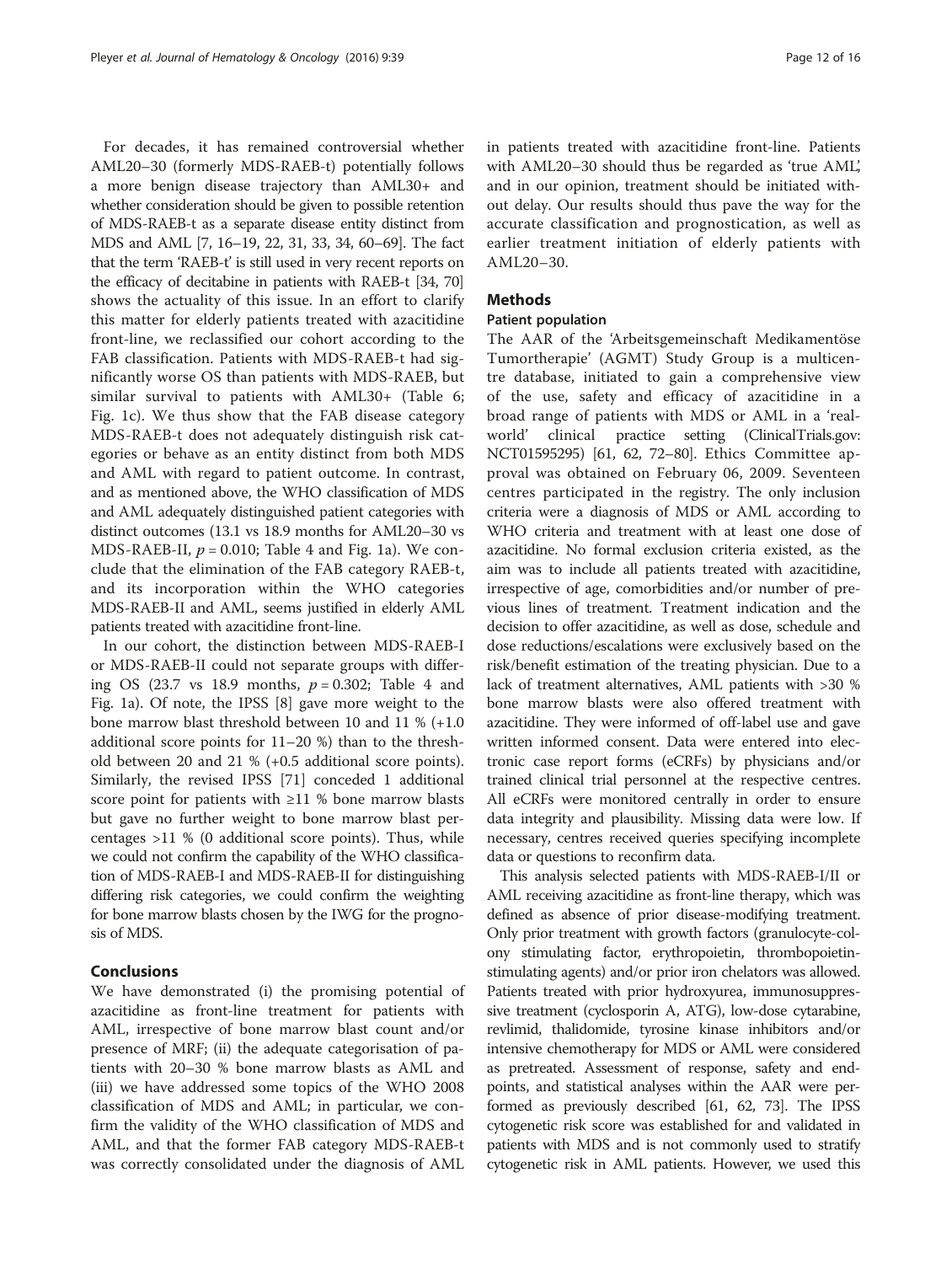For decades, it has remained controversial whether AML20–30 (formerly MDS-RAEB-t) potentially follows a more benign disease trajectory than AML30+ and whether consideration should be given to possible retention of MDS-RAEB-t as a separate disease entity distinct from MDS and AML [7, 16–19, 22, 31, 33, 34, 60–69]. The fact that the term 'RAEB-t' is still used in very recent reports on the efficacy of decitabine in patients with RAEB-t [34, 70] shows the actuality of this issue. In an effort to clarify this matter for elderly patients treated with azacitidine front-line, we reclassified our cohort according to the FAB classification. Patients with MDS-RAEB-t had significantly worse OS than patients with MDS-RAEB, but similar survival to patients with AML30+ (Table 6; Fig. 1c). We thus show that the FAB disease category MDS-RAEB-t does not adequately distinguish risk categories or behave as an entity distinct from both MDS and AML with regard to patient outcome. In contrast, and as mentioned above, the WHO classification of MDS and AML adequately distinguished patient categories with distinct outcomes (13.1 vs 18.9 months for AML20–30 vs MDS-RAEB-II, $p = 0.010$; Table 4 and Fig. 1a). We conclude that the elimination of the FAB category RAEB-t, and its incorporation within the WHO categories MDS-RAEB-II and AML, seems justified in elderly AML patients treated with azacitidine front-line.

In our cohort, the distinction between MDS-RAEB-I or MDS-RAEB-II could not separate groups with differing OS (23.7 vs 18.9 months, $p = 0.302$; Table 4 and Fig. 1a). Of note, the IPSS [8] gave more weight to the bone marrow blast threshold between 10 and 11 % (+1.0 additional score points for 11–20 %) than to the threshold between 20 and 21 % (+0.5 additional score points). Similarly, the revised IPSS [71] conceded 1 additional score point for patients with ≥11 % bone marrow blasts but gave no further weight to bone marrow blast percentages >11 % (0 additional score points). Thus, while we could not confirm the capability of the WHO classification of MDS-RAEB-I and MDS-RAEB-II for distinguishing differing risk categories, we could confirm the weighting for bone marrow blasts chosen by the IWG for the prognosis of MDS.

## Conclusions

We have demonstrated (i) the promising potential of azacitidine as front-line treatment for patients with AML, irrespective of bone marrow blast count and/or presence of MRF; (ii) the adequate categorisation of patients with 20–30 % bone marrow blasts as AML and (iii) we have addressed some topics of the WHO 2008 classification of MDS and AML; in particular, we confirm the validity of the WHO classification of MDS and AML, and that the former FAB category MDS-RAEB-t was correctly consolidated under the diagnosis of AML in patients treated with azacitidine front-line. Patients with AML20–30 should thus be regarded as 'true AML', and in our opinion, treatment should be initiated without delay. Our results should thus pave the way for the accurate classification and prognostication, as well as earlier treatment initiation of elderly patients with AML20–30.

## Methods

### Patient population

The AAR of the 'Arbeitsgemeinschaft Medikamentöse Tumortherapie' (AGMT) Study Group is a multicentre database, initiated to gain a comprehensive view of the use, safety and efficacy of azacitidine in a broad range of patients with MDS or AML in a 'real-world' clinical practice setting (ClinicalTrials.gov: NCT01595295) [61, 62, 72–80]. Ethics Committee approval was obtained on February 06, 2009. Seventeen centres participated in the registry. The only inclusion criteria were a diagnosis of MDS or AML according to WHO criteria and treatment with at least one dose of azacitidine. No formal exclusion criteria existed, as the aim was to include all patients treated with azacitidine, irrespective of age, comorbidities and/or number of previous lines of treatment. Treatment indication and the decision to offer azacitidine, as well as dose, schedule and dose reductions/escalations were exclusively based on the risk/benefit estimation of the treating physician. Due to a lack of treatment alternatives, AML patients with >30 % bone marrow blasts were also offered treatment with azacitidine. They were informed of off-label use and gave written informed consent. Data were entered into electronic case report forms (eCRFs) by physicians and/or trained clinical trial personnel at the respective centres. All eCRFs were monitored centrally in order to ensure data integrity and plausibility. Missing data were low. If necessary, centres received queries specifying incomplete data or questions to reconfirm data.

This analysis selected patients with MDS-RAEB-I/II or AML receiving azacitidine as front-line therapy, which was defined as absence of prior disease-modifying treatment. Only prior treatment with growth factors (granulocyte-colony stimulating factor, erythropoietin, thrombopoietin-stimulating agents) and/or prior iron chelators was allowed. Patients treated with prior hydroxyurea, immunosuppressive treatment (cyclosporin A, ATG), low-dose cytarabine, revlimid, thalidomide, tyrosine kinase inhibitors and/or intensive chemotherapy for MDS or AML were considered as pretreated. Assessment of response, safety and endpoints, and statistical analyses within the AAR were performed as previously described [61, 62, 73]. The IPSS cytogenetic risk score was established for and validated in patients with MDS and is not commonly used to stratify cytogenetic risk in AML patients. However, we used this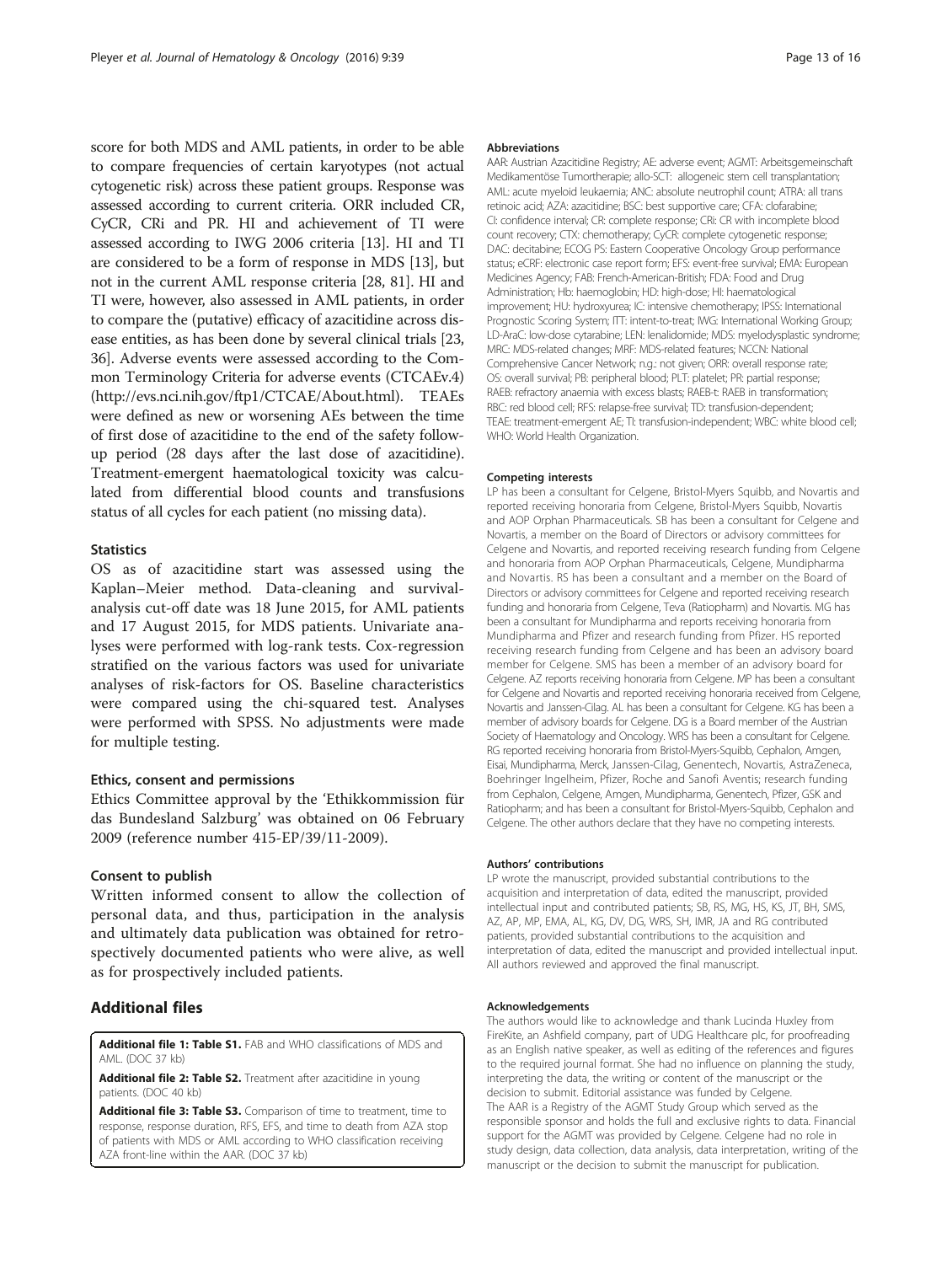score for both MDS and AML patients, in order to be able to compare frequencies of certain karyotypes (not actual cytogenetic risk) across these patient groups. Response was assessed according to current criteria. ORR included CR, CyCR, CRi and PR. HI and achievement of TI were assessed according to IWG 2006 criteria [13]. HI and TI are considered to be a form of response in MDS [13], but not in the current AML response criteria [28, 81]. HI and TI were, however, also assessed in AML patients, in order to compare the (putative) efficacy of azacitidine across disease entities, as has been done by several clinical trials [23, 36]. Adverse events were assessed according to the Common Terminology Criteria for adverse events (CTCAEv.4) (http://evs.nci.nih.gov/ftp1/CTCAE/About.html). TEAEs were defined as new or worsening AEs between the time of first dose of azacitidine to the end of the safety follow-up period (28 days after the last dose of azacitidine). Treatment-emergent haematological toxicity was calculated from differential blood counts and transfusions status of all cycles for each patient (no missing data).

### Statistics

OS as of azacitidine start was assessed using the Kaplan–Meier method. Data-cleaning and survival-analysis cut-off date was 18 June 2015, for AML patients and 17 August 2015, for MDS patients. Univariate analyses were performed with log-rank tests. Cox-regression stratified on the various factors was used for univariate analyses of risk-factors for OS. Baseline characteristics were compared using the chi-squared test. Analyses were performed with SPSS. No adjustments were made for multiple testing.

### Ethics, consent and permissions

Ethics Committee approval by the 'Ethikkommission für das Bundesland Salzburg' was obtained on 06 February 2009 (reference number 415-EP/39/11-2009).

### Consent to publish

Written informed consent to allow the collection of personal data, and thus, participation in the analysis and ultimately data publication was obtained for retrospectively documented patients who were alive, as well as for prospectively included patients.

## Additional files

**Additional file 1: Table S1.** FAB and WHO classifications of MDS and AML. (DOC 37 kb)

**Additional file 2: Table S2.** Treatment after azacitidine in young patients. (DOC 40 kb)

**Additional file 3: Table S3.** Comparison of time to treatment, time to response, response duration, RFS, EFS, and time to death from AZA stop of patients with MDS or AML according to WHO classification receiving AZA front-line within the AAR. (DOC 37 kb)

#### Abbreviations

AAR: Austrian Azacitidine Registry; AE: adverse event; AGMT: Arbeitsgemeinschaft Medikamentöse Tumortherapie; allo-SCT: allogeneic stem cell transplantation; AML: acute myeloid leukaemia; ANC: absolute neutrophil count; ATRA: all trans retinoic acid; AZA: azacitidine; BSC: best supportive care; CFA: clofarabine; CI: confidence interval; CR: complete response; CRi: CR with incomplete blood count recovery; CTX: chemotherapy; CyCR: complete cytogenetic response; DAC: decitabine; ECOG PS: Eastern Cooperative Oncology Group performance status; eCRF: electronic case report form; EFS: event-free survival; EMA: European Medicines Agency; FAB: French-American-British; FDA: Food and Drug Administration; Hb: haemoglobin; HD: high-dose; HI: haematological improvement; HU: hydroxyurea; IC: intensive chemotherapy; IPSS: International Prognostic Scoring System; ITT: intent-to-treat; IWG: International Working Group; LD-AraC: low-dose cytarabine; LEN: lenalidomide; MDS: myelodysplastic syndrome; MRC: MDS-related changes; MRF: MDS-related features; NCCN: National Comprehensive Cancer Network; n.g.: not given; ORR: overall response rate; OS: overall survival; PB: peripheral blood; PLT: platelet; PR: partial response; RAEB: refractory anaemia with excess blasts; RAEB-t: RAEB in transformation; RBC: red blood cell; RFS: relapse-free survival; TD: transfusion-dependent; TEAE: treatment-emergent AE; TI: transfusion-independent; WBC: white blood cell; WHO: World Health Organization.

#### Competing interests

LP has been a consultant for Celgene, Bristol-Myers Squibb, and Novartis and reported receiving honoraria from Celgene, Bristol-Myers Squibb, Novartis and AOP Orphan Pharmaceuticals. SB has been a consultant for Celgene and Novartis, a member on the Board of Directors or advisory committees for Celgene and Novartis, and reported receiving research funding from Celgene and honoraria from AOP Orphan Pharmaceuticals, Celgene, Mundipharma and Novartis. RS has been a consultant and a member on the Board of Directors or advisory committees for Celgene and reported receiving research funding and honoraria from Celgene, Teva (Ratiopharm) and Novartis. MG has been a consultant for Mundipharma and reports receiving honoraria from Mundipharma and Pfizer and research funding from Pfizer. HS reported receiving research funding from Celgene and has been an advisory board member for Celgene. SMS has been a member of an advisory board for Celgene. AZ reports receiving honoraria from Celgene. MP has been a consultant for Celgene and Novartis and reported receiving honoraria received from Celgene, Novartis and Janssen-Cilag. AL has been a consultant for Celgene. KG has been a member of advisory boards for Celgene. DG is a Board member of the Austrian Society of Haematology and Oncology. WRS has been a consultant for Celgene. RG reported receiving honoraria from Bristol-Myers-Squibb, Cephalon, Amgen, Eisai, Mundipharma, Merck, Janssen-Cilag, Genentech, Novartis, AstraZeneca, Boehringer Ingelheim, Pfizer, Roche and Sanofi Aventis; research funding from Cephalon, Celgene, Amgen, Mundipharma, Genentech, Pfizer, GSK and Ratiopharm; and has been a consultant for Bristol-Myers-Squibb, Cephalon and Celgene. The other authors declare that they have no competing interests.

#### Authors' contributions

LP wrote the manuscript, provided substantial contributions to the acquisition and interpretation of data, edited the manuscript, provided intellectual input and contributed patients; SB, RS, MG, HS, KS, JT, BH, SMS, AZ, AP, MP, EMA, AL, KG, DV, DG, WRS, SH, IMR, JA and RG contributed patients, provided substantial contributions to the acquisition and interpretation of data, edited the manuscript and provided intellectual input. All authors reviewed and approved the final manuscript.

#### Acknowledgements

The authors would like to acknowledge and thank Lucinda Huxley from FireKite, an Ashfield company, part of UDG Healthcare plc, for proofreading as an English native speaker, as well as editing of the references and figures to the required journal format. She had no influence on planning the study, interpreting the data, the writing or content of the manuscript or the decision to submit. Editorial assistance was funded by Celgene. The AAR is a Registry of the AGMT Study Group which served as the responsible sponsor and holds the full and exclusive rights to data. Financial support for the AGMT was provided by Celgene. Celgene had no role in study design, data collection, data analysis, data interpretation, writing of the manuscript or the decision to submit the manuscript for publication.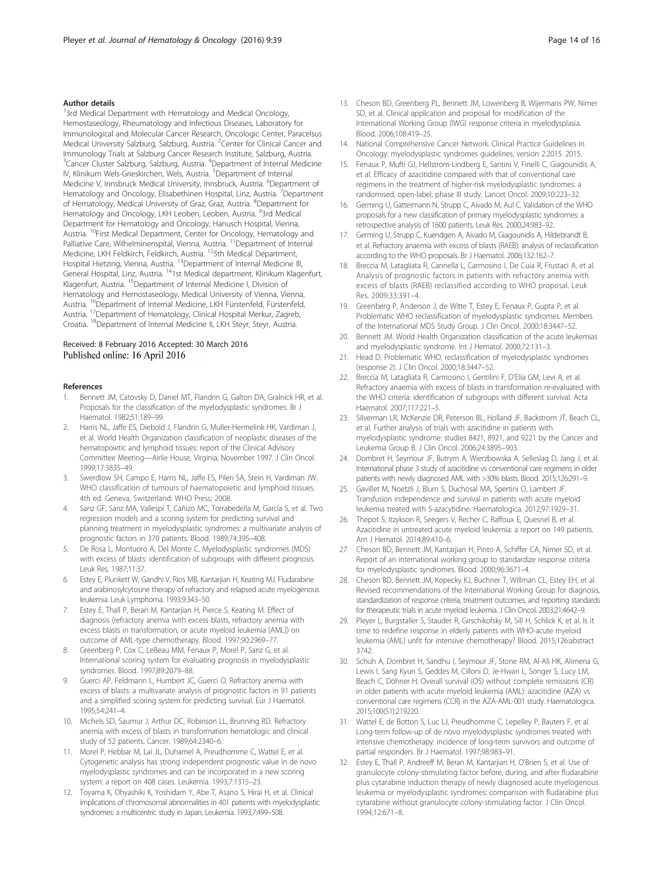#### Author details

[1]3rd Medical Department with Hematology and Medical Oncology, Hemostaseology, Rheumatology and Infectious Diseases, Laboratory for Immunological and Molecular Cancer Research, Oncologic Center, Paracelsus Medical University Salzburg, Salzburg, Austria. [2]Center for Clinical Cancer and Immunology Trials at Salzburg Cancer Research Institute, Salzburg, Austria. [3]Cancer Cluster Salzburg, Salzburg, Austria. [4]Department of Internal Medicine IV, Klinikum Wels-Grieskirchen, Wels, Austria. [5]Department of Internal Medicine V, Innsbruck Medical University, Innsbruck, Austria. [6]Department of Hematology and Oncology, Elisabethinen Hospital, Linz, Austria. [7]Department of Hematology, Medical University of Graz, Graz, Austria. [8]Department for Hematology and Oncology, LKH Leoben, Leoben, Austria. [9]3rd Medical Department for Hematology and Oncology, Hanusch Hospital, Vienna, Austria. [10]First Medical Department, Center for Oncology, Hematology and Palliative Care, Wilhelminenspital, Vienna, Austria. [11]Department of Internal Medicine, LKH Feldkirch, Feldkirch, Austria. [12]5th Medical Department, Hospital Hietzing, Vienna, Austria. [13]Department of Internal Medicine III, General Hospital, Linz, Austria. [14]1st Medical department, Klinikum Klagenfurt, Klagenfurt, Austria. [15]Department of Internal Medicine I, Division of Hematology and Hemostaseology, Medical University of Vienna, Vienna, Austria. [16]Department of Internal Medicine, LKH Fürstenfeld, Fürstenfeld, Austria. [17]Department of Hematology, Clinical Hospital Merkur, Zagreb, Croatia. [18]Department of Internal Medicine II, LKH Steyr, Steyr, Austria.

Received: 8 February 2016 Accepted: 30 March 2016
Published online: 16 April 2016

#### References

1. Bennett JM, Catovsky D, Daniel MT, Flandrin G, Galton DA, Gralnick HR, et al. Proposals for the classification of the myelodysplastic syndromes. Br J Haematol. 1982;51:189–99.
2. Harris NL, Jaffe ES, Diebold J, Flandrin G, Muller-Hermelink HK, Vardiman J, et al. World Health Organization classification of neoplastic diseases of the hematopoietic and lymphoid tissues: report of the Clinical Advisory Committee Meeting—Airlie House, Virginia, November 1997. J Clin Oncol. 1999;17:3835–49.
3. Swerdlow SH, Campo E, Harris NL, Jaffe ES, Pileri SA, Stein H, Vardiman JW. WHO classification of tumours of haematopoietic and lymphoid tissues. 4th ed. Geneva, Switzerland: WHO Press; 2008.
4. Sanz GF, Sanz MA, Vallespí T, Cañizo MC, Torrabedella M, García S, et al. Two regression models and a scoring system for predicting survival and planning treatment in myelodysplastic syndromes: a multivariate analysis of prognostic factors in 370 patients. Blood. 1989;74:395–408.
5. De Rosa L, Montuoro A, Del Monte C. Myelodysplastic syndromes (MDS) with excess of blasts: identification of subgroups with different prognosis. Leuk Res. 1987;11:37.
6. Estey E, Plunkett W, Gandhi V, Rios MB, Kantarjian H, Keating MJ. Fludarabine and arabinosylcytosine therapy of refractory and relapsed acute myelogenous leukemia. Leuk Lymphoma. 1993;9:343–50.
7. Estey E, Thall P, Beran M, Kantarjian H, Pierce S, Keating M. Effect of diagnosis (refractory anemia with excess blasts, refractory anemia with excess blasts in transformation, or acute myeloid leukemia [AML]) on outcome of AML-type chemotherapy. Blood. 1997;90:2969–77.
8. Greenberg P, Cox C, LeBeau MM, Fenaux P, Morel P, Sanz G, et al. International scoring system for evaluating prognosis in myelodysplastic syndromes. Blood. 1997;89:2079–88.
9. Guerci AP, Feldmann L, Humbert JC, Guerci O. Refractory anemia with excess of blasts: a multivariate analysis of prognostic factors in 91 patients and a simplified scoring system for predicting survival. Eur J Haematol. 1995;54:241–4.
10. Michels SD, Saumur J, Arthur DC, Robinson LL, Brunning RD. Refractory anemia with excess of blasts in transformation hematologic and clinical study of 52 patients. Cancer. 1989;64:2340–6.
11. Morel P, Hebbar M, Lai JL, Duhamel A, Preudhomme C, Wattel E, et al. Cytogenetic analysis has strong independent prognostic value in de novo myelodysplastic syndromes and can be incorporated in a new scoring system: a report on 408 cases. Leukemia. 1993;7:1315–23.
12. Toyama K, Ohyashiki K, Yoshidam Y, Abe T, Asano S, Hirai H, et al. Clinical implications of chromosomal abnormalities in 401 patients with myelodysplastic syndromes: a multicentric study in Japan. Leukemia. 1993;7:499–508.
13. Cheson BD, Greenberg PL, Bennett JM, Lowenberg B, Wijermans PW, Nimer SD, et al. Clinical application and proposal for modification of the International Working Group (IWG) response criteria in myelodysplasia. Blood. 2006;108:419–25.
14. National Comprehensive Cancer Network. Clinical Practice Guidelines in Oncology: myelodysplastic syndromes guidelines, version 2.2015. 2015.
15. Fenaux P, Mufti GJ, Hellstrom-Lindberg E, Santini V, Finelli C, Giagounidis A, et al. Efficacy of azacitidine compared with that of conventional care regimens in the treatment of higher-risk myelodysplastic syndromes: a randomised, open-label, phase III study. Lancet Oncol. 2009;10:223–32.
16. Germing U, Gattermann N, Strupp C, Aivado M, Aul C. Validation of the WHO proposals for a new classification of primary myelodysplastic syndromes: a retrospective analysis of 1600 patients. Leuk Res. 2000;24:983–92.
17. Germing U, Strupp C, Kuendgen A, Aivado M, Giagounidis A, Hildebrandt B, et al. Refractory anaemia with excess of blasts (RAEB): analysis of reclassification according to the WHO proposals. Br J Haematol. 2006;132:162–7.
18. Breccia M, Latagliata R, Cannella L, Carmosino I, De Cuia R, Frustaci A, et al. Analysis of prognostic factors in patients with refractory anemia with excess of blasts (RAEB) reclassified according to WHO proposal. Leuk Res. 2009;33:391–4.
19. Greenberg P, Anderson J, de Witte T, Estey E, Fenaux P, Gupta P, et al. Problematic WHO reclassification of myelodysplastic syndromes. Members of the International MDS Study Group. J Clin Oncol. 2000;18:3447–52.
20. Bennett JM. World Health Organization classification of the acute leukemias and myelodysplastic syndrome. Int J Hematol. 2000;72:131–3.
21. Head D. Problematic WHO, reclassification of myelodysplastic syndromes (response 2). J Clin Oncol. 2000;18:3447–52.
22. Breccia M, Latagliata R, Carmosino I, Gentilini F, D'Elia GM, Levi A, et al. Refractory anaemia with excess of blasts in transformation re-evaluated with the WHO criteria: identification of subgroups with different survival. Acta Haematol. 2007;117:221–5.
23. Silverman LR, McKenzie DR, Peterson BL, Holland JF, Backstrom JT, Beach CL, et al. Further analysis of trials with azacitidine in patients with myelodysplastic syndrome: studies 8421, 8921, and 9221 by the Cancer and Leukemia Group B. J Clin Oncol. 2006;24:3895–903.
24. Dombret H, Seymour JF, Butrym A, Wierzbowska A, Selleslag D, Jang J, et al. International phase 3 study of azacitidine vs conventional care regimens in older patients with newly diagnosed AML with >30% blasts. Blood. 2015;126:291–9.
25. Gavillet M, Noetzli J, Blum S, Duchosal MA, Spertini O, Lambert JF. Transfusion independence and survival in patients with acute myeloid leukemia treated with 5-azacytidine. Haematologica. 2012;97:1929–31.
26. Thepot S, Itzykson R, Seegers V, Recher C, Raffoux E, Quesnel B, et al. Azacitidine in untreated acute myeloid leukemia: a report on 149 patients. Am J Hematol. 2014;89:410–6.
27. Cheson BD, Bennett JM, Kantarjian H, Pinto A, Schiffer CA, Nimer SD, et al. Report of an international working group to standardize response criteria for myelodysplastic syndromes. Blood. 2000;96:3671–4.
28. Cheson BD, Bennett JM, Kopecky KJ, Buchner T, Willman CL, Estey EH, et al. Revised recommendations of the International Working Group for diagnosis, standardization of response criteria, treatment outcomes, and reporting standards for therapeutic trials in acute myeloid leukemia. J Clin Oncol. 2003;21:4642–9.
29. Pleyer L, Burgstaller S, Stauder R, Girschikofsky M, Sill H, Schlick K, et al. Is it time to redefine response in elderly patients with WHO-acute myeloid leukemia (AML) unfit for intensive chemotherapy? Blood. 2015;126:abstract 3742.
30. Schuh A, Dombret H, Sandhu I, Seymour JF, Stone RM, Al-Ali HK, Alimena G, Lewis I, Sang Kyun S, Geddes M, Cilloni D, Je-Hwan L, Songer S, Lucy LM, Beach C, Döhner H. Overall survival (OS) without complete remissions (CR) in older patients with acute myeloid leukemia (AML): azacitidine (AZA) vs conventional care regimens (CCR) in the AZA-AML-001 study. Haematologica. 2015;100(S1):219220.
31. Wattel E, de Botton S, Luc LJ, Preudhomme C, Lepelley P, Bauters F, et al. Long-term follow-up of de novo myelodysplastic syndromes treated with intensive chemotherapy: incidence of long-term survivors and outcome of partial responders. Br J Haematol. 1997;98:983–91.
32. Estey E, Thall P, Andreeff M, Beran M, Kantarjian H, O'Brien S, et al. Use of granulocyte colony-stimulating factor before, during, and after fludarabine plus cytarabine induction therapy of newly diagnosed acute myelogenous leukemia or myelodysplastic syndromes: comparison with fludarabine plus cytarabine without granulocyte colony-stimulating factor. J Clin Oncol. 1994;12:671–8.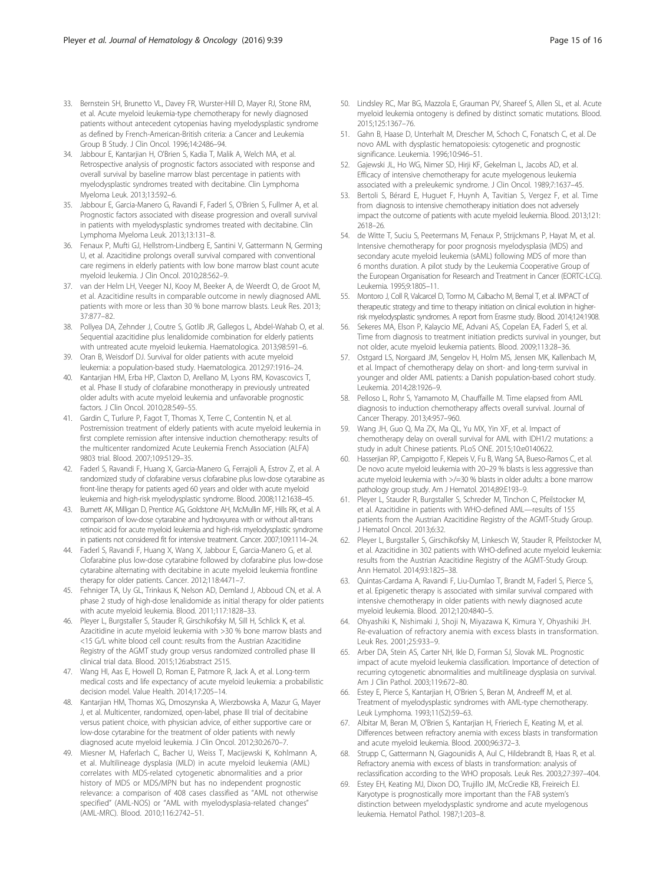33. Bernstein SH, Brunetto VL, Davey FR, Wurster-Hill D, Mayer RJ, Stone RM, et al. Acute myeloid leukemia-type chemotherapy for newly diagnosed patients without antecedent cytopenias having myelodysplastic syndrome as defined by French-American-British criteria: a Cancer and Leukemia Group B Study. J Clin Oncol. 1996;14:2486–94.
34. Jabbour E, Kantarjian H, O'Brien S, Kadia T, Malik A, Welch MA, et al. Retrospective analysis of prognostic factors associated with response and overall survival by baseline marrow blast percentage in patients with myelodysplastic syndromes treated with decitabine. Clin Lymphoma Myeloma Leuk. 2013;13:592–6.
35. Jabbour E, Garcia-Manero G, Ravandi F, Faderl S, O'Brien S, Fullmer A, et al. Prognostic factors associated with disease progression and overall survival in patients with myelodysplastic syndromes treated with decitabine. Clin Lymphoma Myeloma Leuk. 2013;13:131–8.
36. Fenaux P, Mufti GJ, Hellstrom-Lindberg E, Santini V, Gattermann N, Germing U, et al. Azacitidine prolongs overall survival compared with conventional care regimens in elderly patients with low bone marrow blast count acute myeloid leukemia. J Clin Oncol. 2010;28:562–9.
37. van der Helm LH, Veeger NJ, Kooy M, Beeker A, de Weerdt O, de Groot M, et al. Azacitidine results in comparable outcome in newly diagnosed AML patients with more or less than 30 % bone marrow blasts. Leuk Res. 2013; 37:877–82.
38. Pollyea DA, Zehnder J, Coutre S, Gotlib JR, Gallegos L, Abdel-Wahab O, et al. Sequential azacitidine plus lenalidomide combination for elderly patients with untreated acute myeloid leukemia. Haematologica. 2013;98:591–6.
39. Oran B, Weisdorf DJ. Survival for older patients with acute myeloid leukemia: a population-based study. Haematologica. 2012;97:1916–24.
40. Kantarjian HM, Erba HP, Claxton D, Arellano M, Lyons RM, Kovascovics T, et al. Phase II study of clofarabine monotherapy in previously untreated older adults with acute myeloid leukemia and unfavorable prognostic factors. J Clin Oncol. 2010;28:549–55.
41. Gardin C, Turlure P, Fagot T, Thomas X, Terre C, Contentin N, et al. Postremission treatment of elderly patients with acute myeloid leukemia in first complete remission after intensive induction chemotherapy: results of the multicenter randomized Acute Leukemia French Association (ALFA) 9803 trial. Blood. 2007;109:5129–35.
42. Faderl S, Ravandi F, Huang X, Garcia-Manero G, Ferrajoli A, Estrov Z, et al. A randomized study of clofarabine versus clofarabine plus low-dose cytarabine as front-line therapy for patients aged 60 years and older with acute myeloid leukemia and high-risk myelodysplastic syndrome. Blood. 2008;112:1638–45.
43. Burnett AK, Milligan D, Prentice AG, Goldstone AH, McMullin MF, Hills RK, et al. A comparison of low-dose cytarabine and hydroxyurea with or without all-trans retinoic acid for acute myeloid leukemia and high-risk myelodysplastic syndrome in patients not considered fit for intensive treatment. Cancer. 2007;109:1114–24.
44. Faderl S, Ravandi F, Huang X, Wang X, Jabbour E, Garcia-Manero G, et al. Clofarabine plus low-dose cytarabine followed by clofarabine plus low-dose cytarabine alternating with decitabine in acute myeloid leukemia frontline therapy for older patients. Cancer. 2012;118:4471–7.
45. Fehniger TA, Uy GL, Trinkaus K, Nelson AD, Demland J, Abboud CN, et al. A phase 2 study of high-dose lenalidomide as initial therapy for older patients with acute myeloid leukemia. Blood. 2011;117:1828–33.
46. Pleyer L, Burgstaller S, Stauder R, Girschikofsky M, Sill H, Schlick K, et al. Azacitidine in acute myeloid leukemia with >30 % bone marrow blasts and <15 G/L white blood cell count: results from the Austrian Azacitidine Registry of the AGMT study group versus randomized controlled phase III clinical trial data. Blood. 2015;126:abstract 2515.
47. Wang HI, Aas E, Howell D, Roman E, Patmore R, Jack A, et al. Long-term medical costs and life expectancy of acute myeloid leukemia: a probabilistic decision model. Value Health. 2014;17:205–14.
48. Kantarjian HM, Thomas XG, Dmoszynska A, Wierzbowska A, Mazur G, Mayer J, et al. Multicenter, randomized, open-label, phase III trial of decitabine versus patient choice, with physician advice, of either supportive care or low-dose cytarabine for the treatment of older patients with newly diagnosed acute myeloid leukemia. J Clin Oncol. 2012;30:2670–7.
49. Miesner M, Haferlach C, Bacher U, Weiss T, Macijewski K, Kohlmann A, et al. Multilineage dysplasia (MLD) in acute myeloid leukemia (AML) correlates with MDS-related cytogenetic abnormalities and a prior history of MDS or MDS/MPN but has no independent prognostic relevance: a comparison of 408 cases classified as "AML not otherwise specified" (AML-NOS) or "AML with myelodysplasia-related changes" (AML-MRC). Blood. 2010;116:2742–51.
50. Lindsley RC, Mar BG, Mazzola E, Grauman PV, Shareef S, Allen SL, et al. Acute myeloid leukemia ontogeny is defined by distinct somatic mutations. Blood. 2015;125:1367–76.
51. Gahn B, Haase D, Unterhalt M, Drescher M, Schoch C, Fonatsch C, et al. De novo AML with dysplastic hematopoiesis: cytogenetic and prognostic significance. Leukemia. 1996;10:946–51.
52. Gajewski JL, Ho WG, Nimer SD, Hirji KF, Gekelman L, Jacobs AD, et al. Efficacy of intensive chemotherapy for acute myelogenous leukemia associated with a preleukemic syndrome. J Clin Oncol. 1989;7:1637–45.
53. Bertoli S, Bérard E, Huguet F, Huynh A, Tavitian S, Vergez F, et al. Time from diagnosis to intensive chemotherapy initiation does not adversely impact the outcome of patients with acute myeloid leukemia. Blood. 2013;121: 2618–26.
54. de Witte T, Suciu S, Peetermans M, Fenaux P, Strijckmans P, Hayat M, et al. Intensive chemotherapy for poor prognosis myelodysplasia (MDS) and secondary acute myeloid leukemia (sAML) following MDS of more than 6 months duration. A pilot study by the Leukemia Cooperative Group of the European Organisation for Research and Treatment in Cancer (EORTC-LCG). Leukemia. 1995;9:1805–11.
55. Montoro J, Coll R, Valcarcel D, Tormo M, Calbacho M, Bernal T, et al. IMPACT of therapeutic strategy and time to therapy initiation on clinical evolution in higher-risk myelodysplastic syndromes. A report from Erasme study. Blood. 2014;124:1908.
56. Sekeres MA, Elson P, Kalaycio ME, Advani AS, Copelan EA, Faderl S, et al. Time from diagnosis to treatment initiation predicts survival in younger, but not older, acute myeloid leukemia patients. Blood. 2009;113:28–36.
57. Ostgard LS, Norgaard JM, Sengelov H, Holm MS, Jensen MK, Kallenbach M, et al. Impact of chemotherapy delay on short- and long-term survival in younger and older AML patients: a Danish population-based cohort study. Leukemia. 2014;28:1926–9.
58. Pelloso L, Rohr S, Yamamoto M, Chauffaille M. Time elapsed from AML diagnosis to induction chemotherapy affects overall survival. Journal of Cancer Therapy. 2013;4:957–960.
59. Wang JH, Guo Q, Ma ZX, Ma QL, Yu MX, Yin XF, et al. Impact of chemotherapy delay on overall survival for AML with IDH1/2 mutations: a study in adult Chinese patients. PLoS ONE. 2015;10:e0140622.
60. Hasserjian RP, Campigotto F, Klepeis V, Fu B, Wang SA, Bueso-Ramos C, et al. De novo acute myeloid leukemia with 20–29 % blasts is less aggressive than acute myeloid leukemia with >/=30 % blasts in older adults: a bone marrow pathology group study. Am J Hematol. 2014;89:E193–9.
61. Pleyer L, Stauder R, Burgstaller S, Schreder M, Tinchon C, Pfeilstocker M, et al. Azacitidine in patients with WHO-defined AML—results of 155 patients from the Austrian Azacitidine Registry of the AGMT-Study Group. J Hematol Oncol. 2013;6:32.
62. Pleyer L, Burgstaller S, Girschikofsky M, Linkesch W, Stauder R, Pfeilstocker M, et al. Azacitidine in 302 patients with WHO-defined acute myeloid leukemia: results from the Austrian Azacitidine Registry of the AGMT-Study Group. Ann Hematol. 2014;93:1825–38.
63. Quintas-Cardama A, Ravandi F, Liu-Dumlao T, Brandt M, Faderl S, Pierce S, et al. Epigenetic therapy is associated with similar survival compared with intensive chemotherapy in older patients with newly diagnosed acute myeloid leukemia. Blood. 2012;120:4840–5.
64. Ohyashiki K, Nishimaki J, Shoji N, Miyazawa K, Kimura Y, Ohyashiki JH. Re-evaluation of refractory anemia with excess blasts in transformation. Leuk Res. 2001;25:933–9.
65. Arber DA, Stein AS, Carter NH, Ikle D, Forman SJ, Slovak ML. Prognostic impact of acute myeloid leukemia classification. Importance of detection of recurring cytogenetic abnormalities and multilineage dysplasia on survival. Am J Clin Pathol. 2003;119:672–80.
66. Estey E, Pierce S, Kantarjian H, O'Brien S, Beran M, Andreeff M, et al. Treatment of myelodysplastic syndromes with AML-type chemotherapy. Leuk Lymphoma. 1993;11(S2):59–63.
67. Albitar M, Beran M, O'Brien S, Kantarjian H, Frieriech E, Keating M, et al. Differences between refractory anemia with excess blasts in transformation and acute myeloid leukemia. Blood. 2000;96:372–3.
68. Strupp C, Gattermann N, Giagounidis A, Aul C, Hildebrandt B, Haas R, et al. Refractory anemia with excess of blasts in transformation: analysis of reclassification according to the WHO proposals. Leuk Res. 2003;27:397–404.
69. Estey EH, Keating MJ, Dixon DO, Trujillo JM, McCredie KB, Freireich EJ. Karyotype is prognostically more important than the FAB system's distinction between myelodysplastic syndrome and acute myelogenous leukemia. Hematol Pathol. 1987;1:203–8.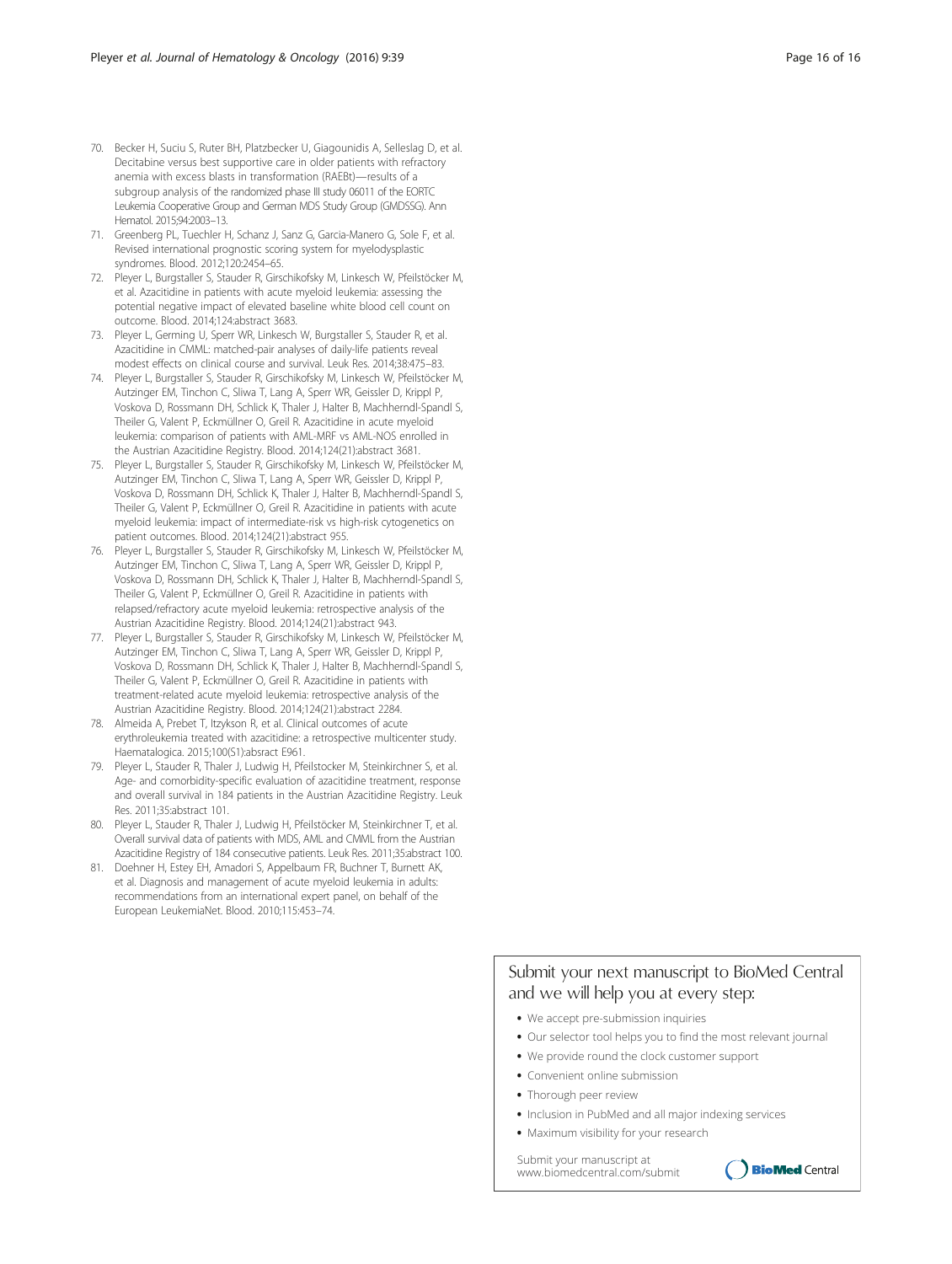70. Becker H, Suciu S, Ruter BH, Platzbecker U, Giagounidis A, Selleslag D, et al. Decitabine versus best supportive care in older patients with refractory anemia with excess blasts in transformation (RAEBt)—results of a subgroup analysis of the randomized phase III study 06011 of the EORTC Leukemia Cooperative Group and German MDS Study Group (GMDSSG). Ann Hematol. 2015;94:2003–13.
71. Greenberg PL, Tuechler H, Schanz J, Sanz G, Garcia-Manero G, Sole F, et al. Revised international prognostic scoring system for myelodysplastic syndromes. Blood. 2012;120:2454–65.
72. Pleyer L, Burgstaller S, Stauder R, Girschikofsky M, Linkesch W, Pfeilstöcker M, et al. Azacitidine in patients with acute myeloid leukemia: assessing the potential negative impact of elevated baseline white blood cell count on outcome. Blood. 2014;124:abstract 3683.
73. Pleyer L, Germing U, Sperr WR, Linkesch W, Burgstaller S, Stauder R, et al. Azacitidine in CMML: matched-pair analyses of daily-life patients reveal modest effects on clinical course and survival. Leuk Res. 2014;38:475–83.
74. Pleyer L, Burgstaller S, Stauder R, Girschikofsky M, Linkesch W, Pfeilstöcker M, Autzinger EM, Tinchon C, Sliwa T, Lang A, Sperr WR, Geissler D, Krippl P, Voskova D, Rossmann DH, Schlick K, Thaler J, Halter B, Machherndl-Spandl S, Theiler G, Valent P, Eckmüllner O, Greil R. Azacitidine in acute myeloid leukemia: comparison of patients with AML-MRF vs AML-NOS enrolled in the Austrian Azacitidine Registry. Blood. 2014;124(21):abstract 3681.
75. Pleyer L, Burgstaller S, Stauder R, Girschikofsky M, Linkesch W, Pfeilstöcker M, Autzinger EM, Tinchon C, Sliwa T, Lang A, Sperr WR, Geissler D, Krippl P, Voskova D, Rossmann DH, Schlick K, Thaler J, Halter B, Machherndl-Spandl S, Theiler G, Valent P, Eckmüllner O, Greil R. Azacitidine in patients with acute myeloid leukemia: impact of intermediate-risk vs high-risk cytogenetics on patient outcomes. Blood. 2014;124(21):abstract 955.
76. Pleyer L, Burgstaller S, Stauder R, Girschikofsky M, Linkesch W, Pfeilstöcker M, Autzinger EM, Tinchon C, Sliwa T, Lang A, Sperr WR, Geissler D, Krippl P, Voskova D, Rossmann DH, Schlick K, Thaler J, Halter B, Machherndl-Spandl S, Theiler G, Valent P, Eckmüllner O, Greil R. Azacitidine in patients with relapsed/refractory acute myeloid leukemia: retrospective analysis of the Austrian Azacitidine Registry. Blood. 2014;124(21):abstract 943.
77. Pleyer L, Burgstaller S, Stauder R, Girschikofsky M, Linkesch W, Pfeilstöcker M, Autzinger EM, Tinchon C, Sliwa T, Lang A, Sperr WR, Geissler D, Krippl P, Voskova D, Rossmann DH, Schlick K, Thaler J, Halter B, Machherndl-Spandl S, Theiler G, Valent P, Eckmüllner O, Greil R. Azacitidine in patients with treatment-related acute myeloid leukemia: retrospective analysis of the Austrian Azacitidine Registry. Blood. 2014;124(21):abstract 2284.
78. Almeida A, Prebet T, Itzykson R, et al. Clinical outcomes of acute erythroleukemia treated with azacitidine: a retrospective multicenter study. Haematalogica. 2015;100(S1):absract E961.
79. Pleyer L, Stauder R, Thaler J, Ludwig H, Pfeilstocker M, Steinkirchner S, et al. Age- and comorbidity-specific evaluation of azacitidine treatment, response and overall survival in 184 patients in the Austrian Azacitidine Registry. Leuk Res. 2011;35:abstract 101.
80. Pleyer L, Stauder R, Thaler J, Ludwig H, Pfeilstöcker M, Steinkirchner T, et al. Overall survival data of patients with MDS, AML and CMML from the Austrian Azacitidine Registry of 184 consecutive patients. Leuk Res. 2011;35:abstract 100.
81. Doehner H, Estey EH, Amadori S, Appelbaum FR, Buchner T, Burnett AK, et al. Diagnosis and management of acute myeloid leukemia in adults: recommendations from an international expert panel, on behalf of the European LeukemiaNet. Blood. 2010;115:453–74.

Submit your next manuscript to BioMed Central and we will help you at every step:

- We accept pre-submission inquiries
- Our selector tool helps you to find the most relevant journal
- We provide round the clock customer support
- Convenient online submission
- Thorough peer review
- Inclusion in PubMed and all major indexing services
- Maximum visibility for your research

Submit your manuscript at www.biomedcentral.com/submit

BioMed Central